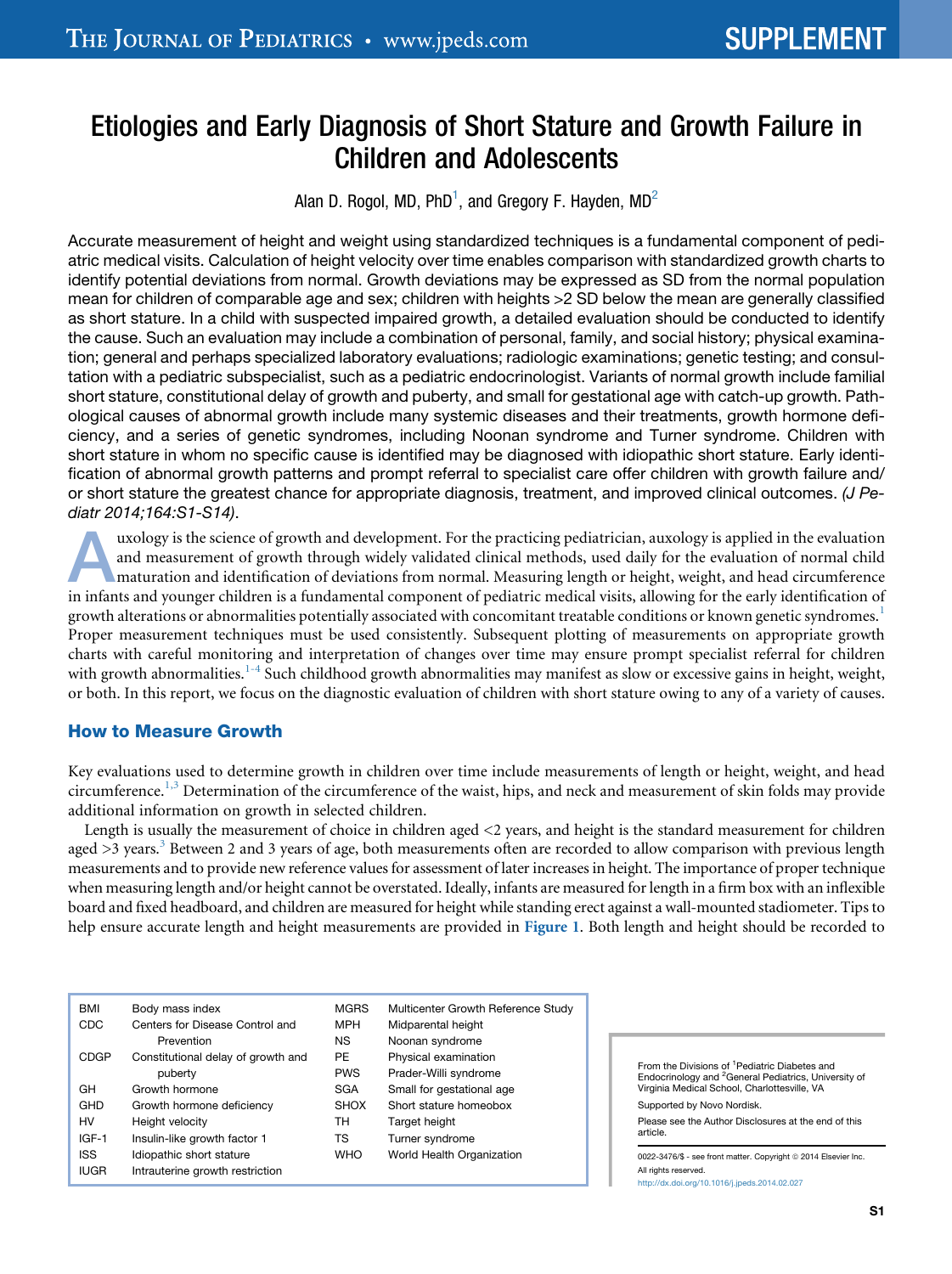# Etiologies and Early Diagnosis of Short Stature and Growth Failure in Children and Adolescents

Alan D. Rogol, MD, PhD[1], and Gregory F. Hayden, MD[2]

Accurate measurement of height and weight using standardized techniques is a fundamental component of pediatric medical visits. Calculation of height velocity over time enables comparison with standardized growth charts to identify potential deviations from normal. Growth deviations may be expressed as SD from the normal population mean for children of comparable age and sex; children with heights >2 SD below the mean are generally classified as short stature. In a child with suspected impaired growth, a detailed evaluation should be conducted to identify the cause. Such an evaluation may include a combination of personal, family, and social history; physical examination; general and perhaps specialized laboratory evaluations; radiologic examinations; genetic testing; and consultation with a pediatric subspecialist, such as a pediatric endocrinologist. Variants of normal growth include familial short stature, constitutional delay of growth and puberty, and small for gestational age with catch-up growth. Pathological causes of abnormal growth include many systemic diseases and their treatments, growth hormone deficiency, and a series of genetic syndromes, including Noonan syndrome and Turner syndrome. Children with short stature in whom no specific cause is identified may be diagnosed with idiopathic short stature. Early identification of abnormal growth patterns and prompt referral to specialist care offer children with growth failure and/or short stature the greatest chance for appropriate diagnosis, treatment, and improved clinical outcomes. *(J Pediatr 2014;164:S1-S14)*.

Auxology is the science of growth and development. For the practicing pediatrician, auxology is applied in the evaluation and measurement of growth through widely validated clinical methods, used daily for the evaluation of normal child maturation and identification of deviations from normal. Measuring length or height, weight, and head circumference in infants and younger children is a fundamental component of pediatric medical visits, allowing for the early identification of growth alterations or abnormalities potentially associated with concomitant treatable conditions or known genetic syndromes.[1] Proper measurement techniques must be used consistently. Subsequent plotting of measurements on appropriate growth charts with careful monitoring and interpretation of changes over time may ensure prompt specialist referral for children with growth abnormalities.[1-4] Such childhood growth abnormalities may manifest as slow or excessive gains in height, weight, or both. In this report, we focus on the diagnostic evaluation of children with short stature owing to any of a variety of causes.

## How to Measure Growth

Key evaluations used to determine growth in children over time include measurements of length or height, weight, and head circumference.[1,3] Determination of the circumference of the waist, hips, and neck and measurement of skin folds may provide additional information on growth in selected children.

Length is usually the measurement of choice in children aged <2 years, and height is the standard measurement for children aged >3 years.[3] Between 2 and 3 years of age, both measurements often are recorded to allow comparison with previous length measurements and to provide new reference values for assessment of later increases in height. The importance of proper technique when measuring length and/or height cannot be overstated. Ideally, infants are measured for length in a firm box with an inflexible board and fixed headboard, and children are measured for height while standing erect against a wall-mounted stadiometer. Tips to help ensure accurate length and height measurements are provided in **Figure 1**. Both length and height should be recorded to

| | | | |
|---|---|---|---|
| BMI | Body mass index | MGRS | Multicenter Growth Reference Study |
| CDC | Centers for Disease Control and Prevention | MPH | Midparental height |
| CDGP | Constitutional delay of growth and puberty | NS | Noonan syndrome |
| GH | Growth hormone | PE | Physical examination |
| GHD | Growth hormone deficiency | PWS | Prader-Willi syndrome |
| HV | Height velocity | SGA | Small for gestational age |
| IGF-1 | Insulin-like growth factor 1 | SHOX | Short stature homeobox |
| ISS | Idiopathic short stature | TH | Target height |
| IUGR | Intrauterine growth restriction | TS | Turner syndrome |
| | | WHO | World Health Organization |

From the Divisions of [1]Pediatric Diabetes and Endocrinology and [2]General Pediatrics, University of Virginia Medical School, Charlottesville, VA

Supported by Novo Nordisk.

Please see the Author Disclosures at the end of this article.

0022-3476/$ - see front matter. Copyright © 2014 Elsevier Inc. All rights reserved.
http://dx.doi.org/10.1016/j.jpeds.2014.02.027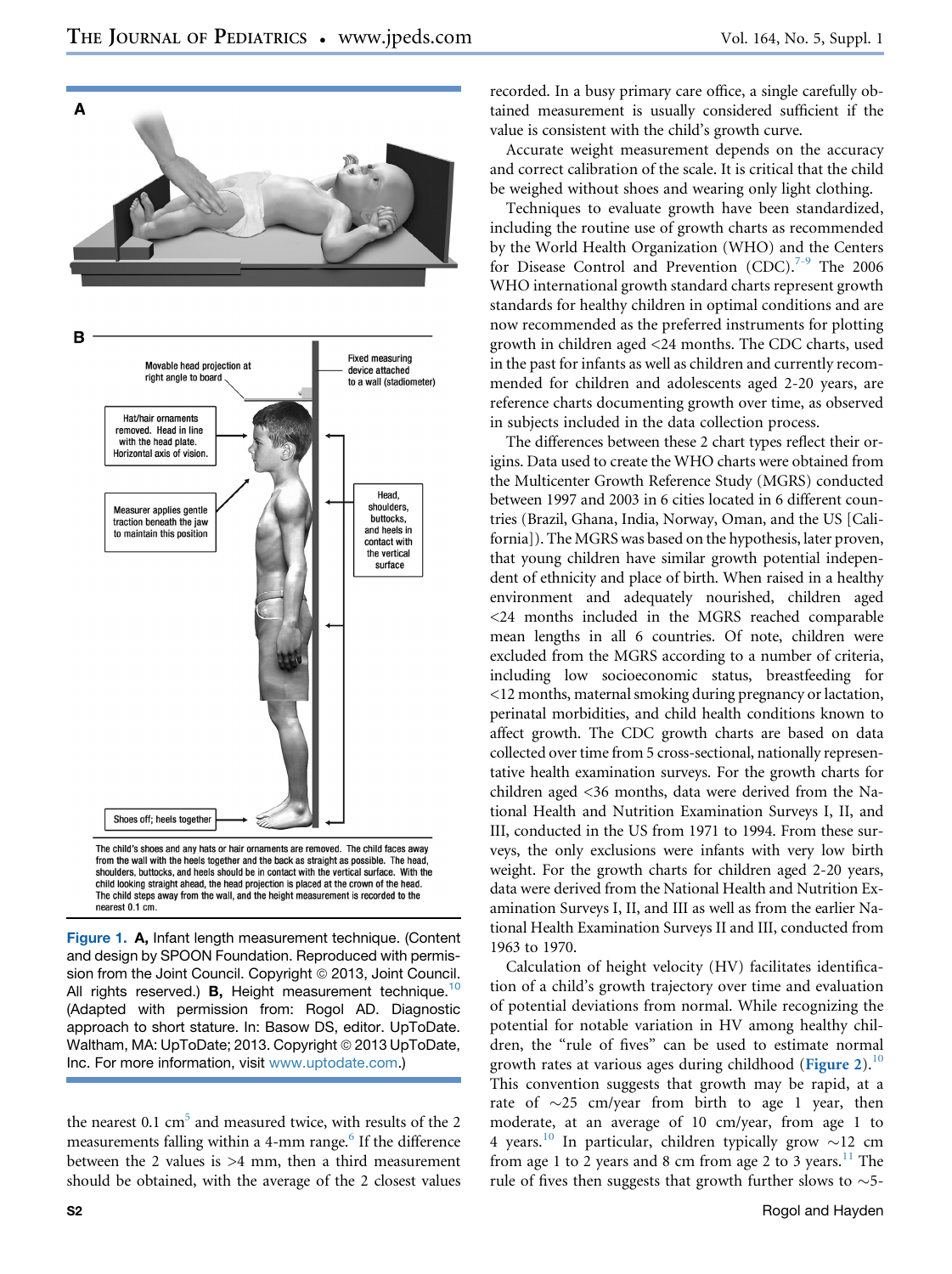A

B

Movable head projection at right angle to board

Fixed measuring device attached to a wall (stadiometer)

Hat/hair ornaments removed. Head in line with the head plate. Horizontal axis of vision.

Measurer applies gentle traction beneath the jaw to maintain this position

Head, shoulders, buttocks, and heels in contact with the vertical surface

Shoes off; heels together

The child's shoes and any hats or hair ornaments are removed. The child faces away from the wall with the heels together and the back as straight as possible. The head, shoulders, buttocks, and heels should be in contact with the vertical surface. With the child looking straight ahead, the head projection is placed at the crown of the head. The child steps away from the wall, and the height measurement is recorded to the nearest 0.1 cm.

**Figure 1.** **A,** Infant length measurement technique. (Content and design by SPOON Foundation. Reproduced with permission from the Joint Council. Copyright © 2013, Joint Council. All rights reserved.) **B,** Height measurement technique.[10] (Adapted with permission from: Rogol AD. Diagnostic approach to short stature. In: Basow DS, editor. UpToDate. Waltham, MA: UpToDate; 2013. Copyright © 2013 UpToDate, Inc. For more information, visit www.uptodate.com.)

the nearest 0.1 cm[5] and measured twice, with results of the 2 measurements falling within a 4-mm range.[6] If the difference between the 2 values is >4 mm, then a third measurement should be obtained, with the average of the 2 closest values recorded. In a busy primary care office, a single carefully obtained measurement is usually considered sufficient if the value is consistent with the child's growth curve.

Accurate weight measurement depends on the accuracy and correct calibration of the scale. It is critical that the child be weighed without shoes and wearing only light clothing.

Techniques to evaluate growth have been standardized, including the routine use of growth charts as recommended by the World Health Organization (WHO) and the Centers for Disease Control and Prevention (CDC).[7-9] The 2006 WHO international growth standard charts represent growth standards for healthy children in optimal conditions and are now recommended as the preferred instruments for plotting growth in children aged <24 months. The CDC charts, used in the past for infants as well as children and currently recommended for children and adolescents aged 2-20 years, are reference charts documenting growth over time, as observed in subjects included in the data collection process.

The differences between these 2 chart types reflect their origins. Data used to create the WHO charts were obtained from the Multicenter Growth Reference Study (MGRS) conducted between 1997 and 2003 in 6 cities located in 6 different countries (Brazil, Ghana, India, Norway, Oman, and the US [California]). The MGRS was based on the hypothesis, later proven, that young children have similar growth potential independent of ethnicity and place of birth. When raised in a healthy environment and adequately nourished, children aged <24 months included in the MGRS reached comparable mean lengths in all 6 countries. Of note, children were excluded from the MGRS according to a number of criteria, including low socioeconomic status, breastfeeding for <12 months, maternal smoking during pregnancy or lactation, perinatal morbidities, and child health conditions known to affect growth. The CDC growth charts are based on data collected over time from 5 cross-sectional, nationally representative health examination surveys. For the growth charts for children aged <36 months, data were derived from the National Health and Nutrition Examination Surveys I, II, and III, conducted in the US from 1971 to 1994. From these surveys, the only exclusions were infants with very low birth weight. For the growth charts for children aged 2-20 years, data were derived from the National Health and Nutrition Examination Surveys I, II, and III as well as from the earlier National Health Examination Surveys II and III, conducted from 1963 to 1970.

Calculation of height velocity (HV) facilitates identification of a child's growth trajectory over time and evaluation of potential deviations from normal. While recognizing the potential for notable variation in HV among healthy children, the "rule of fives" can be used to estimate normal growth rates at various ages during childhood (**Figure 2**).[10] This convention suggests that growth may be rapid, at a rate of ~25 cm/year from birth to age 1 year, then moderate, at an average of 10 cm/year, from age 1 to 4 years.[10] In particular, children typically grow ~12 cm from age 1 to 2 years and 8 cm from age 2 to 3 years.[11] The rule of fives then suggests that growth further slows to ~5-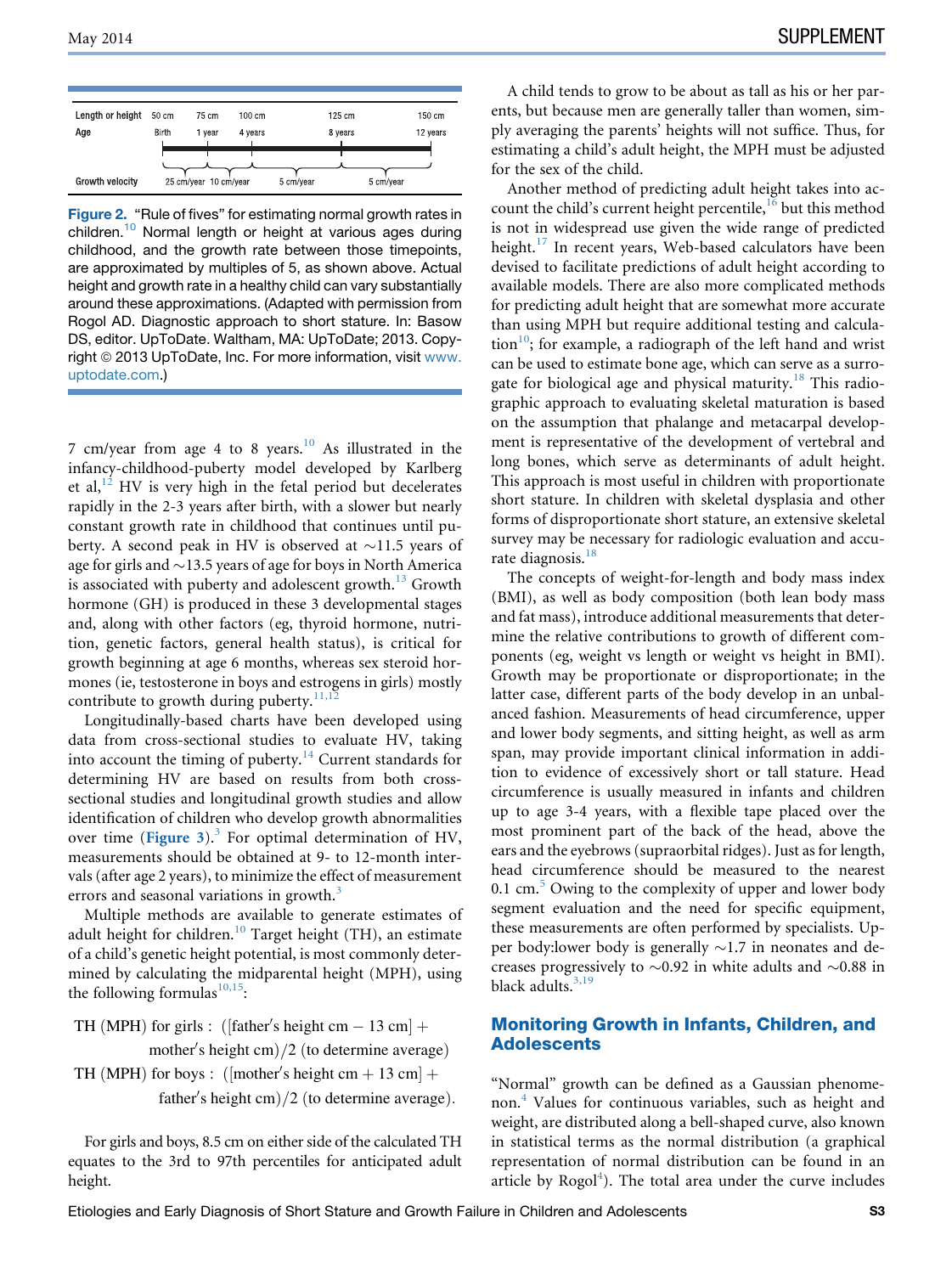| Length or height | 50 cm | 75 cm | 100 cm | 125 cm | 150 cm |
|---|---|---|---|---|---|
| Age | Birth | 1 year | 4 years | 8 years | 12 years |
| Growth velocity | 25 cm/year | 10 cm/year | 5 cm/year | 5 cm/year | |

Figure 2. "Rule of fives" for estimating normal growth rates in children.[10] Normal length or height at various ages during childhood, and the growth rate between those timepoints, are approximated by multiples of 5, as shown above. Actual height and growth rate in a healthy child can vary substantially around these approximations. (Adapted with permission from Rogol AD. Diagnostic approach to short stature. In: Basow DS, editor. UpToDate. Waltham, MA: UpToDate; 2013. Copyright © 2013 UpToDate, Inc. For more information, visit www.uptodate.com.)

7 cm/year from age 4 to 8 years.[10] As illustrated in the infancy-childhood-puberty model developed by Karlberg et al,[12] HV is very high in the fetal period but decelerates rapidly in the 2-3 years after birth, with a slower but nearly constant growth rate in childhood that continues until puberty. A second peak in HV is observed at ~11.5 years of age for girls and ~13.5 years of age for boys in North America is associated with puberty and adolescent growth.[13] Growth hormone (GH) is produced in these 3 developmental stages and, along with other factors (eg, thyroid hormone, nutrition, genetic factors, general health status), is critical for growth beginning at age 6 months, whereas sex steroid hormones (ie, testosterone in boys and estrogens in girls) mostly contribute to growth during puberty.[11,12]

Longitudinally-based charts have been developed using data from cross-sectional studies to evaluate HV, taking into account the timing of puberty.[14] Current standards for determining HV are based on results from both cross-sectional studies and longitudinal growth studies and allow identification of children who develop growth abnormalities over time (Figure 3).[3] For optimal determination of HV, measurements should be obtained at 9- to 12-month intervals (after age 2 years), to minimize the effect of measurement errors and seasonal variations in growth.[3]

Multiple methods are available to generate estimates of adult height for children.[10] Target height (TH), an estimate of a child's genetic height potential, is most commonly determined by calculating the midparental height (MPH), using the following formulas[10,15]:

$$\text{TH (MPH) for girls: } ([\text{father's height cm} - 13\text{ cm}] + \text{mother's height cm})/2 \text{ (to determine average)}$$

$$\text{TH (MPH) for boys: } ([\text{mother's height cm} + 13\text{ cm}] + \text{father's height cm})/2 \text{ (to determine average).}$$

For girls and boys, 8.5 cm on either side of the calculated TH equates to the 3rd to 97th percentiles for anticipated adult height.

A child tends to grow to be about as tall as his or her parents, but because men are generally taller than women, simply averaging the parents' heights will not suffice. Thus, for estimating a child's adult height, the MPH must be adjusted for the sex of the child.

Another method of predicting adult height takes into account the child's current height percentile,[16] but this method is not in widespread use given the wide range of predicted height.[17] In recent years, Web-based calculators have been devised to facilitate predictions of adult height according to available models. There are also more complicated methods for predicting adult height that are somewhat more accurate than using MPH but require additional testing and calculation[10]; for example, a radiograph of the left hand and wrist can be used to estimate bone age, which can serve as a surrogate for biological age and physical maturity.[18] This radiographic approach to evaluating skeletal maturation is based on the assumption that phalange and metacarpal development is representative of the development of vertebral and long bones, which serve as determinants of adult height. This approach is most useful in children with proportionate short stature. In children with skeletal dysplasia and other forms of disproportionate short stature, an extensive skeletal survey may be necessary for radiologic evaluation and accurate diagnosis.[18]

The concepts of weight-for-length and body mass index (BMI), as well as body composition (both lean body mass and fat mass), introduce additional measurements that determine the relative contributions to growth of different components (eg, weight vs length or weight vs height in BMI). Growth may be proportionate or disproportionate; in the latter case, different parts of the body develop in an unbalanced fashion. Measurements of head circumference, upper and lower body segments, and sitting height, as well as arm span, may provide important clinical information in addition to evidence of excessively short or tall stature. Head circumference is usually measured in infants and children up to age 3-4 years, with a flexible tape placed over the most prominent part of the back of the head, above the ears and the eyebrows (supraorbital ridges). Just as for length, head circumference should be measured to the nearest 0.1 cm.[5] Owing to the complexity of upper and lower body segment evaluation and the need for specific equipment, these measurements are often performed by specialists. Upper body:lower body is generally ~1.7 in neonates and decreases progressively to ~0.92 in white adults and ~0.88 in black adults.[3,19]

## Monitoring Growth in Infants, Children, and Adolescents

"Normal" growth can be defined as a Gaussian phenomenon.[4] Values for continuous variables, such as height and weight, are distributed along a bell-shaped curve, also known in statistical terms as the normal distribution (a graphical representation of normal distribution can be found in an article by Rogol[4]). The total area under the curve includes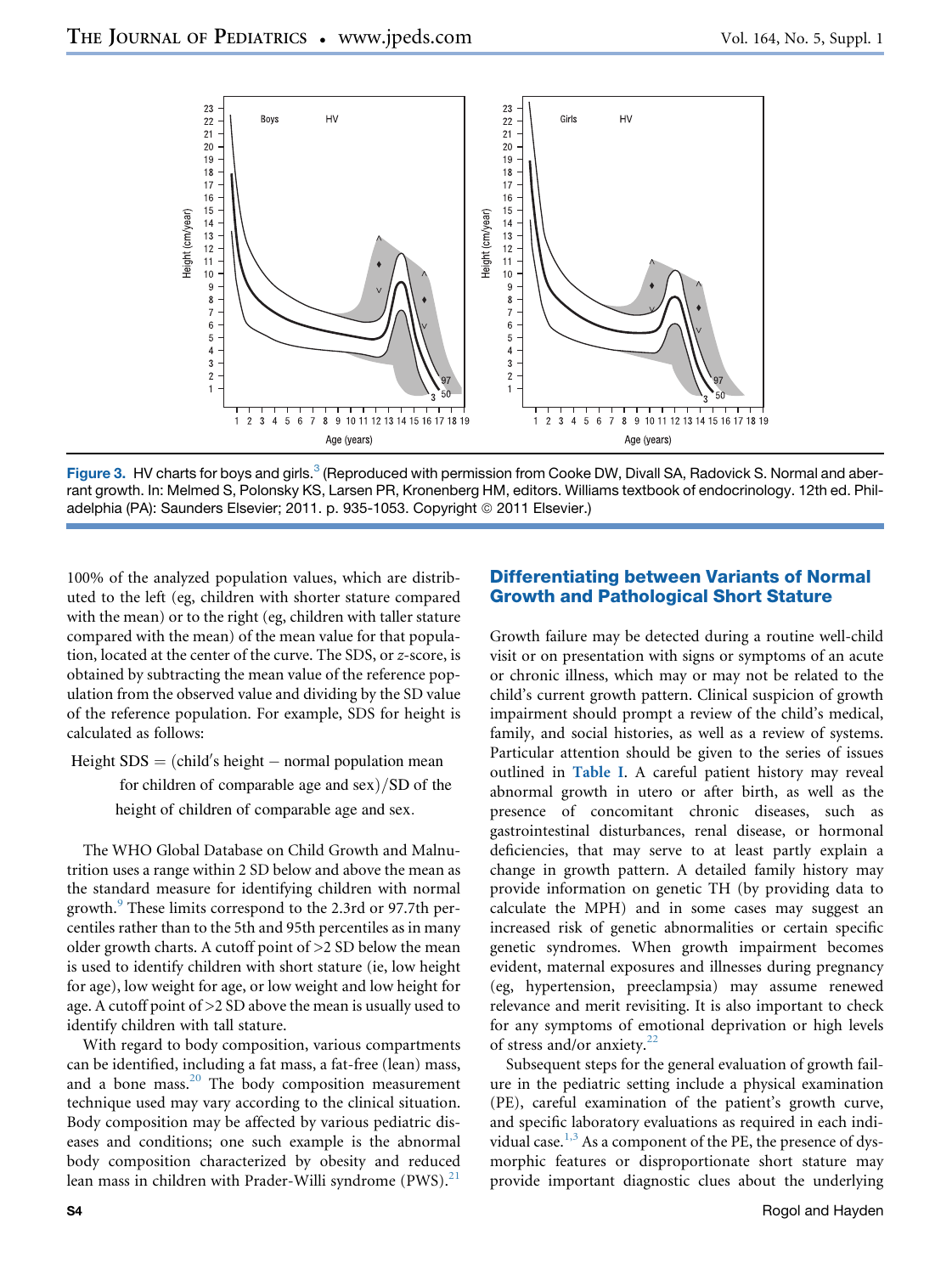Figure 3. HV charts for boys and girls.[3] (Reproduced with permission from Cooke DW, Divall SA, Radovick S. Normal and aberrant growth. In: Melmed S, Polonsky KS, Larsen PR, Kronenberg HM, editors. Williams textbook of endocrinology. 12th ed. Philadelphia (PA): Saunders Elsevier; 2011. p. 935-1053. Copyright © 2011 Elsevier.)

100% of the analyzed population values, which are distributed to the left (eg, children with shorter stature compared with the mean) or to the right (eg, children with taller stature compared with the mean) of the mean value for that population, located at the center of the curve. The SDS, or *z*-score, is obtained by subtracting the mean value of the reference population from the observed value and dividing by the SD value of the reference population. For example, SDS for height is calculated as follows:

$$\text{Height SDS} = (\text{child's height} - \text{normal population mean for children of comparable age and sex})/\text{SD of the height of children of comparable age and sex}.$$

The WHO Global Database on Child Growth and Malnutrition uses a range within 2 SD below and above the mean as the standard measure for identifying children with normal growth.[9] These limits correspond to the 2.3rd or 97.7th percentiles rather than to the 5th and 95th percentiles as in many older growth charts. A cutoff point of >2 SD below the mean is used to identify children with short stature (ie, low height for age), low weight for age, or low weight and low height for age. A cutoff point of >2 SD above the mean is usually used to identify children with tall stature.

With regard to body composition, various compartments can be identified, including a fat mass, a fat-free (lean) mass, and a bone mass.[20] The body composition measurement technique used may vary according to the clinical situation. Body composition may be affected by various pediatric diseases and conditions; one such example is the abnormal body composition characterized by obesity and reduced lean mass in children with Prader-Willi syndrome (PWS).[21]

## Differentiating between Variants of Normal Growth and Pathological Short Stature

Growth failure may be detected during a routine well-child visit or on presentation with signs or symptoms of an acute or chronic illness, which may or may not be related to the child's current growth pattern. Clinical suspicion of growth impairment should prompt a review of the child's medical, family, and social histories, as well as a review of systems. Particular attention should be given to the series of issues outlined in Table I. A careful patient history may reveal abnormal growth in utero or after birth, as well as the presence of concomitant chronic diseases, such as gastrointestinal disturbances, renal disease, or hormonal deficiencies, that may serve to at least partly explain a change in growth pattern. A detailed family history may provide information on genetic TH (by providing data to calculate the MPH) and in some cases may suggest an increased risk of genetic abnormalities or certain specific genetic syndromes. When growth impairment becomes evident, maternal exposures and illnesses during pregnancy (eg, hypertension, preeclampsia) may assume renewed relevance and merit revisiting. It is also important to check for any symptoms of emotional deprivation or high levels of stress and/or anxiety.[22]

Subsequent steps for the general evaluation of growth failure in the pediatric setting include a physical examination (PE), careful examination of the patient's growth curve, and specific laboratory evaluations as required in each individual case.[1,3] As a component of the PE, the presence of dysmorphic features or disproportionate short stature may provide important diagnostic clues about the underlying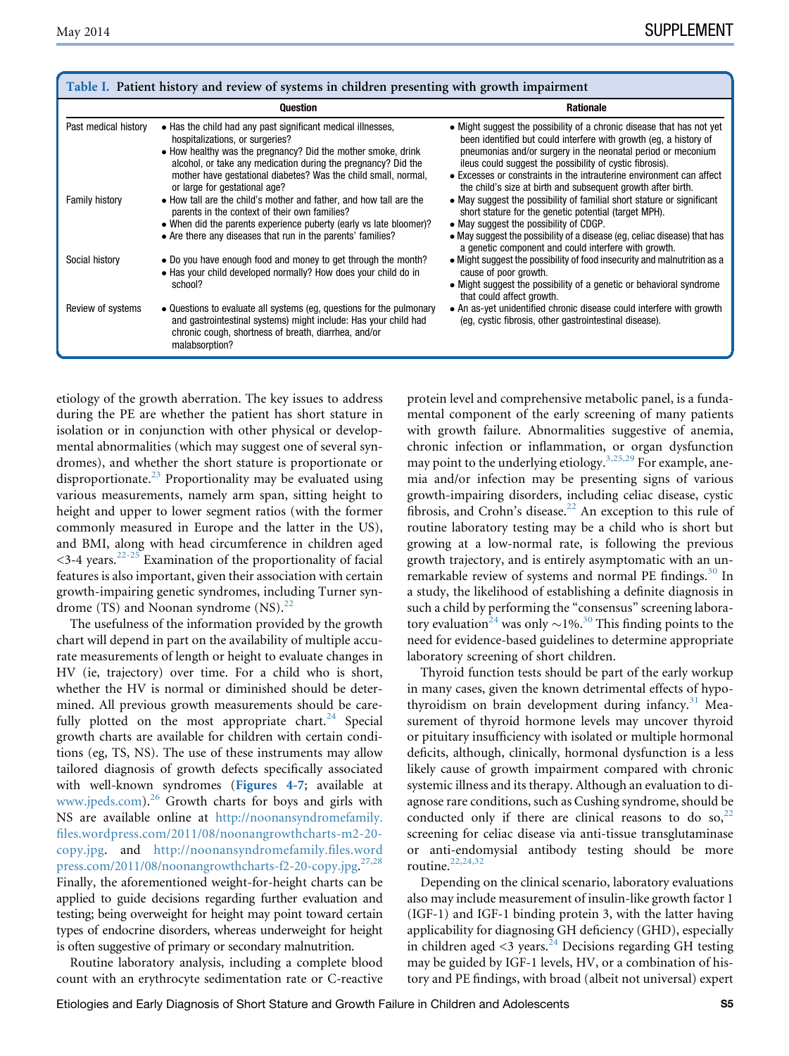**Table I. Patient history and review of systems in children presenting with growth impairment**

| | Question | Rationale |
|---|---|---|
| Past medical history | • Has the child had any past significant medical illnesses, hospitalizations, or surgeries?<br>• How healthy was the pregnancy? Did the mother smoke, drink alcohol, or take any medication during the pregnancy? Did the mother have gestational diabetes? Was the child small, normal, or large for gestational age? | • Might suggest the possibility of a chronic disease that has not yet been identified but could interfere with growth (eg, a history of pneumonias and/or surgery in the neonatal period or meconium ileus could suggest the possibility of cystic fibrosis).<br>• Excesses or constraints in the intrauterine environment can affect the child's size at birth and subsequent growth after birth. |
| Family history | • How tall are the child's mother and father, and how tall are the parents in the context of their own families?<br>• When did the parents experience puberty (early vs late bloomer)?<br>• Are there any diseases that run in the parents' families? | • May suggest the possibility of familial short stature or significant short stature for the genetic potential (target MPH).<br>• May suggest the possibility of CDGP.<br>• May suggest the possibility of a disease (eg, celiac disease) that has a genetic component and could interfere with growth. |
| Social history | • Do you have enough food and money to get through the month?<br>• Has your child developed normally? How does your child do in school? | • Might suggest the possibility of food insecurity and malnutrition as a cause of poor growth.<br>• Might suggest the possibility of a genetic or behavioral syndrome that could affect growth. |
| Review of systems | • Questions to evaluate all systems (eg, questions for the pulmonary and gastrointestinal systems) might include: Has your child had chronic cough, shortness of breath, diarrhea, and/or malabsorption? | • An as-yet unidentified chronic disease could interfere with growth (eg, cystic fibrosis, other gastrointestinal disease). |

etiology of the growth aberration. The key issues to address during the PE are whether the patient has short stature in isolation or in conjunction with other physical or developmental abnormalities (which may suggest one of several syndromes), and whether the short stature is proportionate or disproportionate.[23] Proportionality may be evaluated using various measurements, namely arm span, sitting height to height and upper to lower segment ratios (with the former commonly measured in Europe and the latter in the US), and BMI, along with head circumference in children aged <3-4 years.[22-25] Examination of the proportionality of facial features is also important, given their association with certain growth-impairing genetic syndromes, including Turner syndrome (TS) and Noonan syndrome (NS).[22]

The usefulness of the information provided by the growth chart will depend in part on the availability of multiple accurate measurements of length or height to evaluate changes in HV (ie, trajectory) over time. For a child who is short, whether the HV is normal or diminished should be determined. All previous growth measurements should be carefully plotted on the most appropriate chart.[24] Special growth charts are available for children with certain conditions (eg, TS, NS). The use of these instruments may allow tailored diagnosis of growth defects specifically associated with well-known syndromes (**Figures 4-7**; available at www.jpeds.com).[26] Growth charts for boys and girls with NS are available online at http://noonansyndromefamily.files.wordpress.com/2011/08/noonangrowthcharts-m2-20-copy.jpg. and http://noonansyndromefamily.files.wordpress.com/2011/08/noonangrowthcharts-f2-20-copy.jpg.[27,28] Finally, the aforementioned weight-for-height charts can be applied to guide decisions regarding further evaluation and testing; being overweight for height may point toward certain types of endocrine disorders, whereas underweight for height is often suggestive of primary or secondary malnutrition.

Routine laboratory analysis, including a complete blood count with an erythrocyte sedimentation rate or C-reactive protein level and comprehensive metabolic panel, is a fundamental component of the early screening of many patients with growth failure. Abnormalities suggestive of anemia, chronic infection or inflammation, or organ dysfunction may point to the underlying etiology.[3,25,29] For example, anemia and/or infection may be presenting signs of various growth-impairing disorders, including celiac disease, cystic fibrosis, and Crohn's disease.[22] An exception to this rule of routine laboratory testing may be a child who is short but growing at a low-normal rate, is following the previous growth trajectory, and is entirely asymptomatic with an unremarkable review of systems and normal PE findings.[30] In a study, the likelihood of establishing a definite diagnosis in such a child by performing the "consensus" screening laboratory evaluation[24] was only ~1%.[30] This finding points to the need for evidence-based guidelines to determine appropriate laboratory screening of short children.

Thyroid function tests should be part of the early workup in many cases, given the known detrimental effects of hypothyroidism on brain development during infancy.[31] Measurement of thyroid hormone levels may uncover thyroid or pituitary insufficiency with isolated or multiple hormonal deficits, although, clinically, hormonal dysfunction is a less likely cause of growth impairment compared with chronic systemic illness and its therapy. Although an evaluation to diagnose rare conditions, such as Cushing syndrome, should be conducted only if there are clinical reasons to do so,[22] screening for celiac disease via anti-tissue transglutaminase or anti-endomysial antibody testing should be more routine.[22,24,32]

Depending on the clinical scenario, laboratory evaluations also may include measurement of insulin-like growth factor 1 (IGF-1) and IGF-1 binding protein 3, with the latter having applicability for diagnosing GH deficiency (GHD), especially in children aged <3 years.[24] Decisions regarding GH testing may be guided by IGF-1 levels, HV, or a combination of history and PE findings, with broad (albeit not universal) expert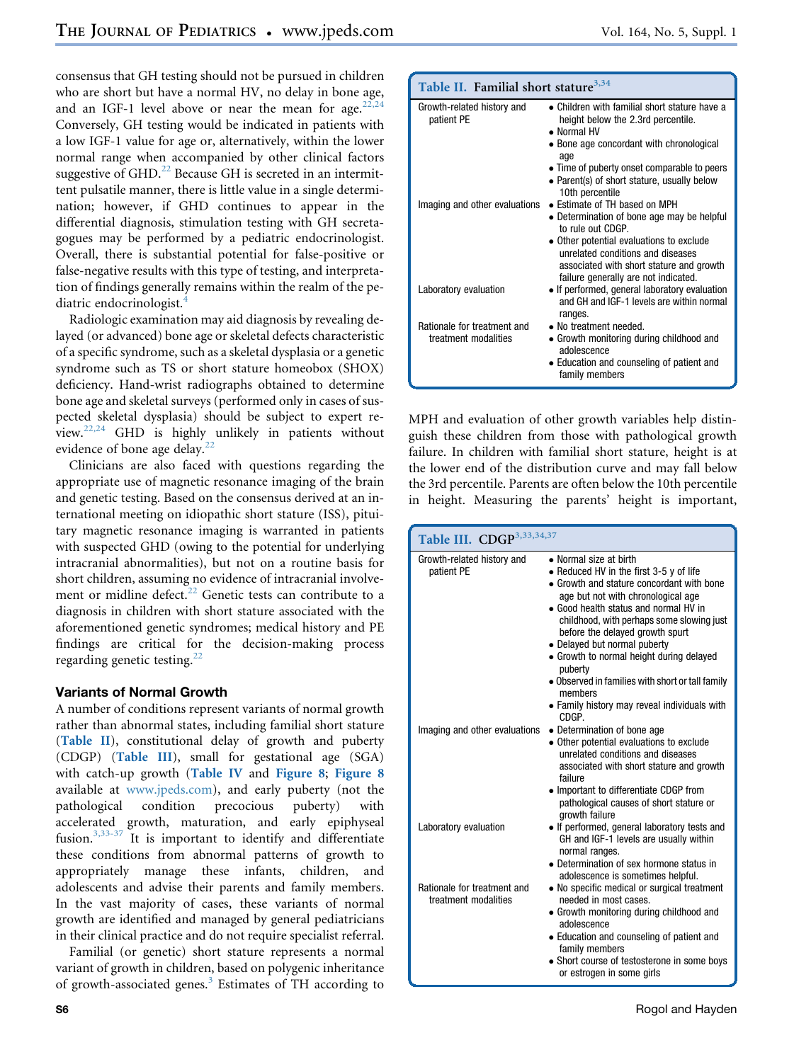consensus that GH testing should not be pursued in children who are short but have a normal HV, no delay in bone age, and an IGF-1 level above or near the mean for age.[22,24] Conversely, GH testing would be indicated in patients with a low IGF-1 value for age or, alternatively, within the lower normal range when accompanied by other clinical factors suggestive of GHD.[22] Because GH is secreted in an intermittent pulsatile manner, there is little value in a single determination; however, if GHD continues to appear in the differential diagnosis, stimulation testing with GH secretagogues may be performed by a pediatric endocrinologist. Overall, there is substantial potential for false-positive or false-negative results with this type of testing, and interpretation of findings generally remains within the realm of the pediatric endocrinologist.[4]

Radiologic examination may aid diagnosis by revealing delayed (or advanced) bone age or skeletal defects characteristic of a specific syndrome, such as a skeletal dysplasia or a genetic syndrome such as TS or short stature homeobox (SHOX) deficiency. Hand-wrist radiographs obtained to determine bone age and skeletal surveys (performed only in cases of suspected skeletal dysplasia) should be subject to expert review.[22,24] GHD is highly unlikely in patients without evidence of bone age delay.[22]

Clinicians are also faced with questions regarding the appropriate use of magnetic resonance imaging of the brain and genetic testing. Based on the consensus derived at an international meeting on idiopathic short stature (ISS), pituitary magnetic resonance imaging is warranted in patients with suspected GHD (owing to the potential for underlying intracranial abnormalities), but not on a routine basis for short children, assuming no evidence of intracranial involvement or midline defect.[22] Genetic tests can contribute to a diagnosis in children with short stature associated with the aforementioned genetic syndromes; medical history and PE findings are critical for the decision-making process regarding genetic testing.[22]

### Variants of Normal Growth

A number of conditions represent variants of normal growth rather than abnormal states, including familial short stature (Table II), constitutional delay of growth and puberty (CDGP) (Table III), small for gestational age (SGA) with catch-up growth (Table IV and Figure 8; Figure 8 available at www.jpeds.com), and early puberty (not the pathological condition precocious puberty) with accelerated growth, maturation, and early epiphyseal fusion.[3,33-37] It is important to identify and differentiate these conditions from abnormal patterns of growth to appropriately manage these infants, children, and adolescents and advise their parents and family members. In the vast majority of cases, these variants of normal growth are identified and managed by general pediatricians in their clinical practice and do not require specialist referral.

Familial (or genetic) short stature represents a normal variant of growth in children, based on polygenic inheritance of growth-associated genes.[3] Estimates of TH according to MPH and evaluation of other growth variables help distinguish these children from those with pathological growth failure. In children with familial short stature, height is at the lower end of the distribution curve and may fall below the 3rd percentile. Parents are often below the 10th percentile in height. Measuring the parents' height is important,

**Table II. Familial short stature[3,34]**

| | |
|---|---|
| Growth-related history and patient PE | • Children with familial short stature have a height below the 2.3rd percentile.<br>• Normal HV<br>• Bone age concordant with chronological age<br>• Time of puberty onset comparable to peers<br>• Parent(s) of short stature, usually below 10th percentile |
| Imaging and other evaluations | • Estimate of TH based on MPH<br>• Determination of bone age may be helpful to rule out CDGP.<br>• Other potential evaluations to exclude unrelated conditions and diseases associated with short stature and growth failure generally are not indicated. |
| Laboratory evaluation | • If performed, general laboratory evaluation and GH and IGF-1 levels are within normal ranges. |
| Rationale for treatment and treatment modalities | • No treatment needed.<br>• Growth monitoring during childhood and adolescence<br>• Education and counseling of patient and family members |

**Table III. CDGP[3,33,34,37]**

| | |
|---|---|
| Growth-related history and patient PE | • Normal size at birth<br>• Reduced HV in the first 3-5 y of life<br>• Growth and stature concordant with bone age but not with chronological age<br>• Good health status and normal HV in childhood, with perhaps some slowing just before the delayed growth spurt<br>• Delayed but normal puberty<br>• Growth to normal height during delayed puberty<br>• Observed in families with short or tall family members<br>• Family history may reveal individuals with CDGP. |
| Imaging and other evaluations | • Determination of bone age<br>• Other potential evaluations to exclude unrelated conditions and diseases associated with short stature and growth failure<br>• Important to differentiate CDGP from pathological causes of short stature or growth failure |
| Laboratory evaluation | • If performed, general laboratory tests and GH and IGF-1 levels are usually within normal ranges.<br>• Determination of sex hormone status in adolescence is sometimes helpful. |
| Rationale for treatment and treatment modalities | • No specific medical or surgical treatment needed in most cases.<br>• Growth monitoring during childhood and adolescence<br>• Education and counseling of patient and family members<br>• Short course of testosterone in some boys or estrogen in some girls |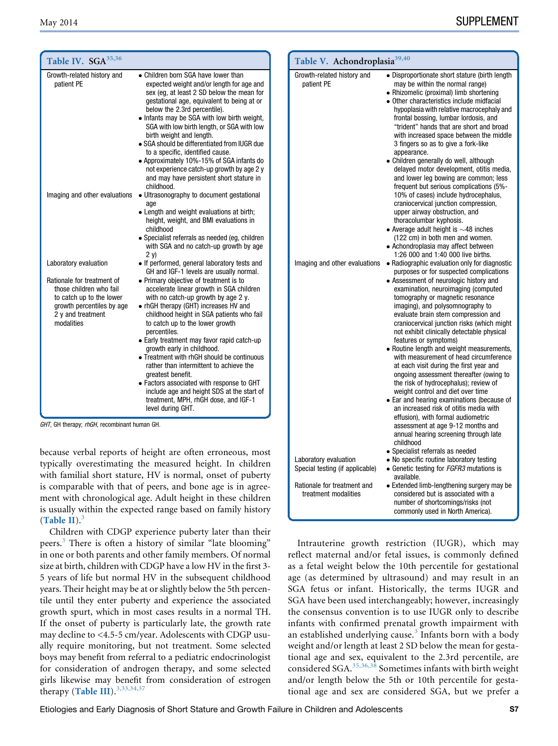**Table IV. SGA**[35,36]

| | |
|---|---|
| Growth-related history and patient PE | • Children born SGA have lower than expected weight and/or length for age and sex (eg, at least 2 SD below the mean for gestational age, equivalent to being at or below the 2.3rd percentile).<br>• Infants may be SGA with low birth weight, SGA with low birth length, or SGA with low birth weight and length.<br>• SGA should be differentiated from IUGR due to a specific, identified cause.<br>• Approximately 10%-15% of SGA infants do not experience catch-up growth by age 2 y and may have persistent short stature in childhood. |
| Imaging and other evaluations | • Ultrasonography to document gestational age<br>• Length and weight evaluations at birth; height, weight, and BMI evaluations in childhood<br>• Specialist referrals as needed (eg, children with SGA and no catch-up growth by age 2 y) |
| Laboratory evaluation | • If performed, general laboratory tests and GH and IGF-1 levels are usually normal. |
| Rationale for treatment of those children who fail to catch up to the lower growth percentiles by age 2 y and treatment modalities | • Primary objective of treatment is to accelerate linear growth in SGA children with no catch-up growth by age 2 y.<br>• rhGH therapy (GHT) increases HV and childhood height in SGA patients who fail to catch up to the lower growth percentiles.<br>• Early treatment may favor rapid catch-up growth early in childhood.<br>• Treatment with rhGH should be continuous rather than intermittent to achieve the greatest benefit.<br>• Factors associated with response to GHT include age and height SDS at the start of treatment, MPH, rhGH dose, and IGF-1 level during GHT. |

*GHT*, GH therapy; *rhGH*, recombinant human GH.

because verbal reports of height are often erroneous, most typically overestimating the measured height. In children with familial short stature, HV is normal, onset of puberty is comparable with that of peers, and bone age is in agreement with chronological age. Adult height in these children is usually within the expected range based on family history (Table II).[3]

Children with CDGP experience puberty later than their peers.[3] There is often a history of similar "late blooming" in one or both parents and other family members. Of normal size at birth, children with CDGP have a low HV in the first 3-5 years of life but normal HV in the subsequent childhood years. Their height may be at or slightly below the 5th percentile until they enter puberty and experience the associated growth spurt, which in most cases results in a normal TH. If the onset of puberty is particularly late, the growth rate may decline to <4.5-5 cm/year. Adolescents with CDGP usually require monitoring, but not treatment. Some selected boys may benefit from referral to a pediatric endocrinologist for consideration of androgen therapy, and some selected girls likewise may benefit from consideration of estrogen therapy (Table III).[3,33,34,37]

**Table V. Achondroplasia**[39,40]

| | |
|---|---|
| Growth-related history and patient PE | • Disproportionate short stature (birth length may be within the normal range)<br>• Rhizomelic (proximal) limb shortening<br>• Other characteristics include midfacial hypoplasia with relative macrocephaly and frontal bossing, lumbar lordosis, and "trident" hands that are short and broad with increased space between the middle 3 fingers so as to give a fork-like appearance.<br>• Children generally do well, although delayed motor development, otitis media, and lower leg bowing are common; less frequent but serious complications (5%-10% of cases) include hydrocephalus, craniocervical junction compression, upper airway obstruction, and thoracolumbar kyphosis.<br>• Average adult height is ~48 inches (122 cm) in both men and women.<br>• Achondroplasia may affect between 1:26 000 and 1:40 000 live births. |
| Imaging and other evaluations | • Radiographic evaluation only for diagnostic purposes or for suspected complications<br>• Assessment of neurologic history and examination, neuroimaging (computed tomography or magnetic resonance imaging), and polysomnography to evaluate brain stem compression and craniocervical junction risks (which might not exhibit clinically detectable physical features or symptoms)<br>• Routine length and weight measurements, with measurement of head circumference at each visit during the first year and ongoing assessment thereafter (owing to the risk of hydrocephalus); review of weight control and diet over time<br>• Ear and hearing examinations (because of an increased risk of otitis media with effusion), with formal audiometric assessment at age 9-12 months and annual hearing screening through late childhood<br>• Specialist referrals as needed |
| Laboratory evaluation | • No specific routine laboratory testing |
| Special testing (if applicable) | • Genetic testing for *FGFR3* mutations is available. |
| Rationale for treatment and treatment modalities | • Extended limb-lengthening surgery may be considered but is associated with a number of shortcomings/risks (not commonly used in North America). |

Intrauterine growth restriction (IUGR), which may reflect maternal and/or fetal issues, is commonly defined as a fetal weight below the 10th percentile for gestational age (as determined by ultrasound) and may result in an SGA fetus or infant. Historically, the terms IUGR and SGA have been used interchangeably; however, increasingly the consensus convention is to use IUGR only to describe infants with confirmed prenatal growth impairment with an established underlying cause.[3] Infants born with a body weight and/or length at least 2 SD below the mean for gestational age and sex, equivalent to the 2.3rd percentile, are considered SGA.[35,36,38] Sometimes infants with birth weight and/or length below the 5th or 10th percentile for gestational age and sex are considered SGA, but we prefer a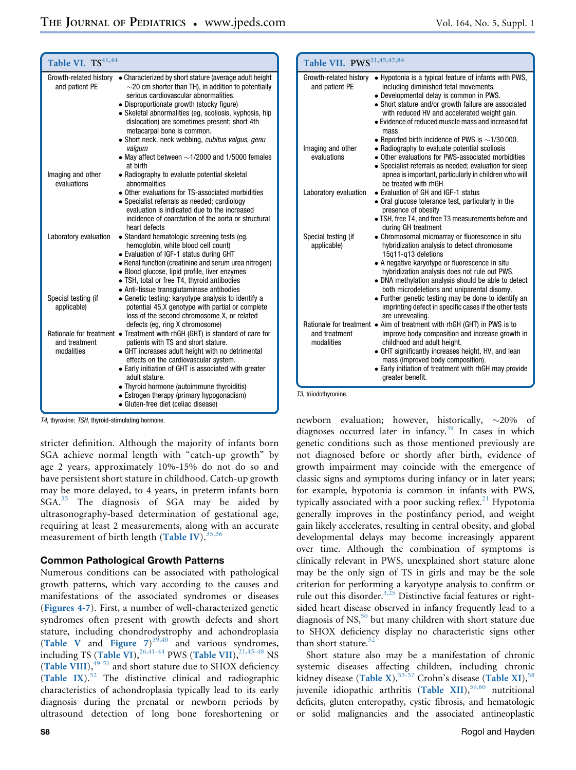**Table VI. TS**[41,44]

| | |
|---|---|
| Growth-related history and patient PE | • Characterized by short stature (average adult height ~20 cm shorter than TH), in addition to potentially serious cardiovascular abnormalities.<br>• Disproportionate growth (stocky figure)<br>• Skeletal abnormalities (eg, scoliosis, kyphosis, hip dislocation) are sometimes present; short 4th metacarpal bone is common.<br>• Short neck, neck webbing, *cubitus valgus, genu valgum*<br>• May affect between ~1/2000 and 1/5000 females at birth |
| Imaging and other evaluations | • Radiography to evaluate potential skeletal abnormalities<br>• Other evaluations for TS-associated morbidities<br>• Specialist referrals as needed; cardiology evaluation is indicated due to the increased incidence of coarctation of the aorta or structural heart defects |
| Laboratory evaluation | • Standard hematologic screening tests (eg, hemoglobin, white blood cell count)<br>• Evaluation of IGF-1 status during GHT<br>• Renal function (creatinine and serum urea nitrogen)<br>• Blood glucose, lipid profile, liver enzymes<br>• TSH, total or free T4, thyroid antibodies<br>• Anti-tissue transglutaminase antibodies |
| Special testing (if applicable) | • Genetic testing: karyotype analysis to identify a potential 45,X genotype with partial or complete loss of the second chromosome X, or related defects (eg, ring X chromosome) |
| Rationale for treatment and treatment modalities | • Treatment with rhGH (GHT) is standard of care for patients with TS and short stature.<br>• GHT increases adult height with no detrimental effects on the cardiovascular system.<br>• Early initiation of GHT is associated with greater adult stature.<br>• Thyroid hormone (autoimmune thyroiditis)<br>• Estrogen therapy (primary hypogonadism)<br>• Gluten-free diet (celiac disease) |

*T4*, thyroxine; *TSH*, thyroid-stimulating hormone.

**Table VII. PWS**[21,45,47,84]

| | |
|---|---|
| Growth-related history and patient PE | • Hypotonia is a typical feature of infants with PWS, including diminished fetal movements.<br>• Developmental delay is common in PWS.<br>• Short stature and/or growth failure are associated with reduced HV and accelerated weight gain.<br>• Evidence of reduced muscle mass and increased fat mass<br>• Reported birth incidence of PWS is ~1/30 000. |
| Imaging and other evaluations | • Radiography to evaluate potential scoliosis<br>• Other evaluations for PWS-associated morbidities<br>• Specialist referrals as needed; evaluation for sleep apnea is important, particularly in children who will be treated with rhGH |
| Laboratory evaluation | • Evaluation of GH and IGF-1 status<br>• Oral glucose tolerance test, particularly in the presence of obesity<br>• TSH, free T4, and free T3 measurements before and during GH treatment |
| Special testing (if applicable) | • Chromosomal microarray or fluorescence in situ hybridization analysis to detect chromosome 15q11-q13 deletions<br>• A negative karyotype or fluorescence in situ hybridization analysis does not rule out PWS.<br>• DNA methylation analysis should be able to detect both microdeletions and uniparental disomy.<br>• Further genetic testing may be done to identify an imprinting defect in specific cases if the other tests are unrevealing. |
| Rationale for treatment and treatment modalities | • Aim of treatment with rhGH (GHT) in PWS is to improve body composition and increase growth in childhood and adult height.<br>• GHT significantly increases height, HV, and lean mass (improved body composition).<br>• Early initiation of treatment with rhGH may provide greater benefit. |

*T3*, triiodothyronine.

stricter definition. Although the majority of infants born SGA achieve normal length with "catch-up growth" by age 2 years, approximately 10%-15% do not do so and have persistent short stature in childhood. Catch-up growth may be more delayed, to 4 years, in preterm infants born SGA.[35] The diagnosis of SGA may be aided by ultrasonography-based determination of gestational age, requiring at least 2 measurements, along with an accurate measurement of birth length (**Table IV**).[35,36]

### Common Pathological Growth Patterns

Numerous conditions can be associated with pathological growth patterns, which vary according to the causes and manifestations of the associated syndromes or diseases (**Figures 4-7**). First, a number of well-characterized genetic syndromes often present with growth defects and short stature, including chondrodystrophy and achondroplasia (**Table V** and **Figure 7**)[39,40] and various syndromes, including TS (**Table VI**),[26,41-44] PWS (**Table VII**),[21,45-48] NS (**Table VIII**),[49-51] and short stature due to SHOX deficiency (**Table IX**).[52] The distinctive clinical and radiographic characteristics of achondroplasia typically lead to its early diagnosis during the prenatal or newborn periods by ultrasound detection of long bone foreshortening or newborn evaluation; however, historically, ~20% of diagnoses occurred later in infancy.[39] In cases in which genetic conditions such as those mentioned previously are not diagnosed before or shortly after birth, evidence of growth impairment may coincide with the emergence of classic signs and symptoms during infancy or in later years; for example, hypotonia is common in infants with PWS, typically associated with a poor sucking reflex.[21] Hypotonia generally improves in the postinfancy period, and weight gain likely accelerates, resulting in central obesity, and global developmental delays may become increasingly apparent over time. Although the combination of symptoms is clinically relevant in PWS, unexplained short stature alone may be the only sign of TS in girls and may be the sole criterion for performing a karyotype analysis to confirm or rule out this disorder.[3,25] Distinctive facial features or right-sided heart disease observed in infancy frequently lead to a diagnosis of NS,[50] but many children with short stature due to SHOX deficiency display no characteristic signs other than short stature.[52]

Short stature also may be a manifestation of chronic systemic diseases affecting children, including chronic kidney disease (**Table X**),[53-57] Crohn's disease (**Table XI**),[58] juvenile idiopathic arthritis (**Table XII**),[59,60] nutritional deficits, gluten enteropathy, cystic fibrosis, and hematologic or solid malignancies and the associated antineoplastic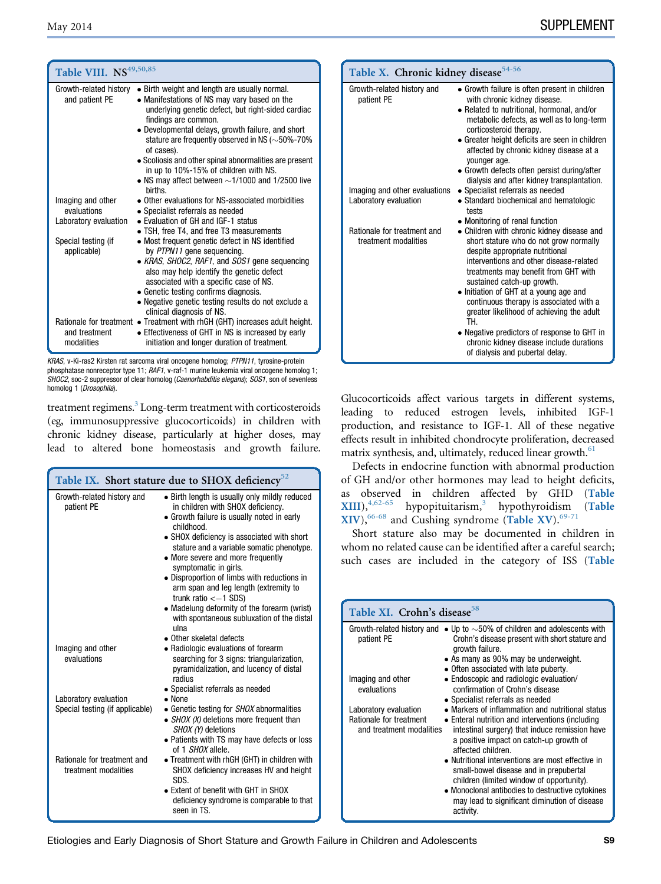**Table VIII. NS**[49,50,85]

| | |
|---|---|
| Growth-related history and patient PE | • Birth weight and length are usually normal.<br>• Manifestations of NS may vary based on the underlying genetic defect, but right-sided cardiac findings are common.<br>• Developmental delays, growth failure, and short stature are frequently observed in NS (~50%-70% of cases).<br>• Scoliosis and other spinal abnormalities are present in up to 10%-15% of children with NS.<br>• NS may affect between ~1/1000 and 1/2500 live births. |
| Imaging and other evaluations | • Other evaluations for NS-associated morbidities<br>• Specialist referrals as needed |
| Laboratory evaluation | • Evaluation of GH and IGF-1 status<br>• TSH, free T4, and free T3 measurements |
| Special testing (if applicable) | • Most frequent genetic defect in NS identified by *PTPN11* gene sequencing.<br>• *KRAS*, *SHOC2*, *RAF1*, and *SOS1* gene sequencing also may help identify the genetic defect associated with a specific case of NS.<br>• Genetic testing confirms diagnosis.<br>• Negative genetic testing results do not exclude a clinical diagnosis of NS. |
| Rationale for treatment and treatment modalities | • Treatment with rhGH (GHT) increases adult height.<br>• Effectiveness of GHT in NS is increased by early initiation and longer duration of treatment. |

*KRAS*, v-Ki-ras2 Kirsten rat sarcoma viral oncogene homolog; *PTPN11*, tyrosine-protein phosphatase nonreceptor type 11; *RAF1*, v-raf-1 murine leukemia viral oncogene homolog 1; *SHOC2*, soc-2 suppressor of clear homolog (*Caenorhabditis elegans*); *SOS1*, son of sevenless homolog 1 (*Drosophila*).

treatment regimens.[3] Long-term treatment with corticosteroids (eg, immunosuppressive glucocorticoids) in children with chronic kidney disease, particularly at higher doses, may lead to altered bone homeostasis and growth failure.

**Table IX. Short stature due to SHOX deficiency**[52]

| | |
|---|---|
| Growth-related history and patient PE | • Birth length is usually only mildly reduced in children with SHOX deficiency.<br>• Growth failure is usually noted in early childhood.<br>• SHOX deficiency is associated with short stature and a variable somatic phenotype.<br>• More severe and more frequently symptomatic in girls.<br>• Disproportion of limbs with reductions in arm span and leg length (extremity to trunk ratio <−1 SDS)<br>• Madelung deformity of the forearm (wrist) with spontaneous subluxation of the distal ulna<br>• Other skeletal defects |
| Imaging and other evaluations | • Radiologic evaluation of forearm searching for 3 signs: triangularization, pyramidalization, and lucency of distal radius<br>• Specialist referrals as needed |
| Laboratory evaluation | • None |
| Special testing (if applicable) | • Genetic testing for *SHOX* abnormalities<br>• *SHOX (X)* deletions more frequent than *SHOX (Y)* deletions<br>• Patients with TS may have defects or loss of 1 *SHOX* allele. |
| Rationale for treatment and treatment modalities | • Treatment with rhGH (GHT) in children with SHOX deficiency increases HV and height SDS.<br>• Extent of benefit with GHT in SHOX deficiency syndrome is comparable to that seen in TS. |

**Table X. Chronic kidney disease**[54-56]

| | |
|---|---|
| Growth-related history and patient PE | • Growth failure is often present in children with chronic kidney disease.<br>• Related to nutritional, hormonal, and/or metabolic defects, as well as to long-term corticosteroid therapy.<br>• Greater height deficits are seen in children affected by chronic kidney disease at a younger age.<br>• Growth defects often persist during/after dialysis and after kidney transplantation. |
| Imaging and other evaluations | • Specialist referrals as needed |
| Laboratory evaluation | • Standard biochemical and hematologic tests<br>• Monitoring of renal function |
| Rationale for treatment and treatment modalities | • Children with chronic kidney disease and short stature who do not grow normally despite appropriate nutritional interventions and other disease-related treatments may benefit from GHT with sustained catch-up growth.<br>• Initiation of GHT at a young age and continuous therapy is associated with a greater likelihood of achieving the adult TH.<br>• Negative predictors of response to GHT in chronic kidney disease include durations of dialysis and pubertal delay. |

Glucocorticoids affect various targets in different systems, leading to reduced estrogen levels, inhibited IGF-1 production, and resistance to IGF-1. All of these negative effects result in inhibited chondrocyte proliferation, decreased matrix synthesis, and, ultimately, reduced linear growth.[61]

Defects in endocrine function with abnormal production of GH and/or other hormones may lead to height deficits, as observed in children affected by GHD (Table XIII),[4,62-65] hypopituitarism,[3] hypothyroidism (Table XIV),[66-68] and Cushing syndrome (Table XV).[69-71]

Short stature also may be documented in children in whom no related cause can be identified after a careful search; such cases are included in the category of ISS (Table

**Table XI. Crohn's disease**[58]

| | |
|---|---|
| Growth-related history and patient PE | • Up to ~50% of children and adolescents with Crohn's disease present with short stature and growth failure.<br>• As many as 90% may be underweight.<br>• Often associated with late puberty. |
| Imaging and other evaluations | • Endoscopic and radiologic evaluation/confirmation of Crohn's disease<br>• Specialist referrals as needed |
| Laboratory evaluation | • Markers of inflammation and nutritional status |
| Rationale for treatment and treatment modalities | • Enteral nutrition and interventions (including intestinal surgery) that induce remission have a positive impact on catch-up growth of affected children.<br>• Nutritional interventions are most effective in small-bowel disease and in prepubertal children (limited window of opportunity).<br>• Monoclonal antibodies to destructive cytokines may lead to significant diminution of disease activity. |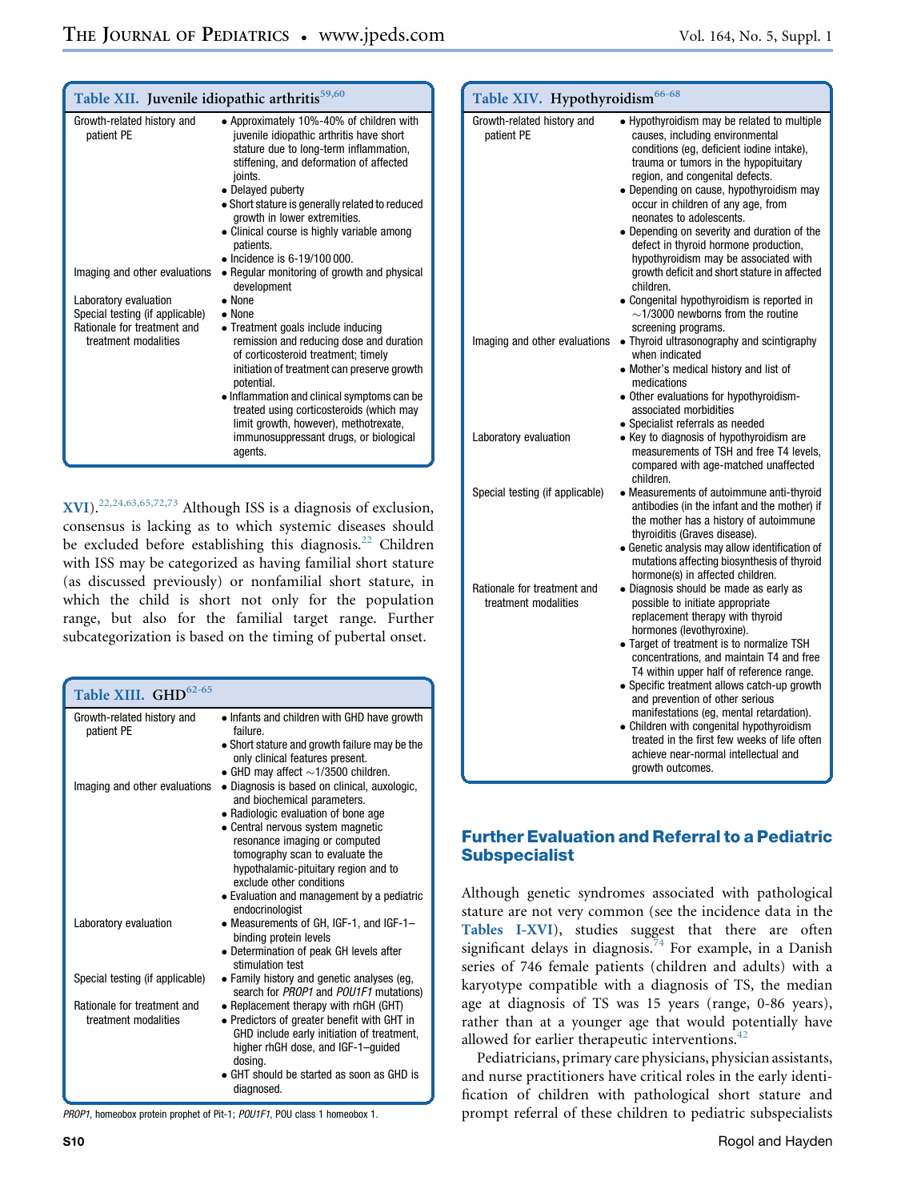**Table XII. Juvenile idiopathic arthritis**[59,60]

| | |
|---|---|
| Growth-related history and patient PE | • Approximately 10%-40% of children with juvenile idiopathic arthritis have short stature due to long-term inflammation, stiffening, and deformation of affected joints.<br>• Delayed puberty<br>• Short stature is generally related to reduced growth in lower extremities.<br>• Clinical course is highly variable among patients.<br>• Incidence is 6-19/100 000. |
| Imaging and other evaluations | • Regular monitoring of growth and physical development |
| Laboratory evaluation | • None |
| Special testing (if applicable) | • None |
| Rationale for treatment and treatment modalities | • Treatment goals include inducing remission and reducing dose and duration of corticosteroid treatment; timely initiation of treatment can preserve growth potential.<br>• Inflammation and clinical symptoms can be treated using corticosteroids (which may limit growth, however), methotrexate, immunosuppressant drugs, or biological agents. |

XVI).[22,24,63,65,72,73] Although ISS is a diagnosis of exclusion, consensus is lacking as to which systemic diseases should be excluded before establishing this diagnosis.[22] Children with ISS may be categorized as having familial short stature (as discussed previously) or nonfamilial short stature, in which the child is short not only for the population range, but also for the familial target range. Further subcategorization is based on the timing of pubertal onset.

**Table XIII. GHD**[62-65]

| | |
|---|---|
| Growth-related history and patient PE | • Infants and children with GHD have growth failure.<br>• Short stature and growth failure may be the only clinical features present.<br>• GHD may affect ~1/3500 children. |
| Imaging and other evaluations | • Diagnosis is based on clinical, auxologic, and biochemical parameters.<br>• Radiologic evaluation of bone age<br>• Central nervous system magnetic resonance imaging or computed tomography scan to evaluate the hypothalamic-pituitary region and to exclude other conditions<br>• Evaluation and management by a pediatric endocrinologist |
| Laboratory evaluation | • Measurements of GH, IGF-1, and IGF-1–binding protein levels<br>• Determination of peak GH levels after stimulation test |
| Special testing (if applicable) | • Family history and genetic analyses (eg, search for *PROP1* and *POU1F1* mutations) |
| Rationale for treatment and treatment modalities | • Replacement therapy with rhGH (GHT)<br>• Predictors of greater benefit with GHT in GHD include early initiation of treatment, higher rhGH dose, and IGF-1–guided dosing.<br>• GHT should be started as soon as GHD is diagnosed. |

*PROP1*, homeobox protein prophet of Pit-1; *POU1F1*, POU class 1 homeobox 1.

**Table XIV. Hypothyroidism**[66-68]

| | |
|---|---|
| Growth-related history and patient PE | • Hypothyroidism may be related to multiple causes, including environmental conditions (eg, deficient iodine intake), trauma or tumors in the hypopituitary region, and congenital defects.<br>• Depending on cause, hypothyroidism may occur in children of any age, from neonates to adolescents.<br>• Depending on severity and duration of the defect in thyroid hormone production, hypothyroidism may be associated with growth deficit and short stature in affected children.<br>• Congenital hypothyroidism is reported in ~1/3000 newborns from the routine screening programs. |
| Imaging and other evaluations | • Thyroid ultrasonography and scintigraphy when indicated<br>• Mother's medical history and list of medications<br>• Other evaluations for hypothyroidism-associated morbidities<br>• Specialist referrals as needed |
| Laboratory evaluation | • Key to diagnosis of hypothyroidism are measurements of TSH and free T4 levels, compared with age-matched unaffected children. |
| Special testing (if applicable) | • Measurements of autoimmune anti-thyroid antibodies (in the infant and the mother) if the mother has a history of autoimmune thyroiditis (Graves disease).<br>• Genetic analysis may allow identification of mutations affecting biosynthesis of thyroid hormone(s) in affected children. |
| Rationale for treatment and treatment modalities | • Diagnosis should be made as early as possible to initiate appropriate replacement therapy with thyroid hormones (levothyroxine).<br>• Target of treatment is to normalize TSH concentrations, and maintain T4 and free T4 within upper half of reference range.<br>• Specific treatment allows catch-up growth and prevention of other serious manifestations (eg, mental retardation).<br>• Children with congenital hypothyroidism treated in the first few weeks of life often achieve near-normal intellectual and growth outcomes. |

## Further Evaluation and Referral to a Pediatric Subspecialist

Although genetic syndromes associated with pathological stature are not very common (see the incidence data in the Tables I-XVI), studies suggest that there are often significant delays in diagnosis.[74] For example, in a Danish series of 746 female patients (children and adults) with a karyotype compatible with a diagnosis of TS, the median age at diagnosis of TS was 15 years (range, 0-86 years), rather than at a younger age that would potentially have allowed for earlier therapeutic interventions.[42]

Pediatricians, primary care physicians, physician assistants, and nurse practitioners have critical roles in the early identification of children with pathological short stature and prompt referral of these children to pediatric subspecialists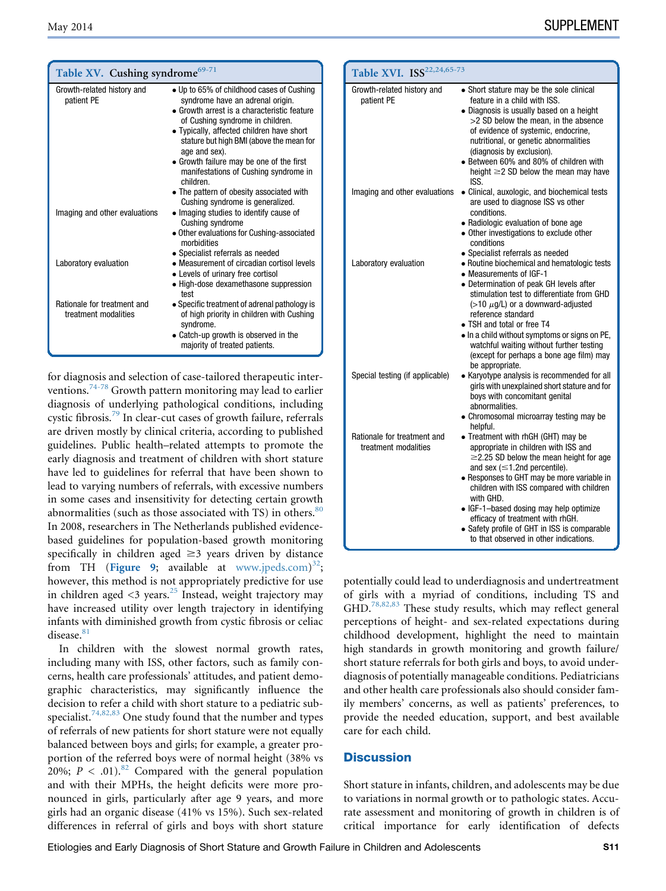**Table XV. Cushing syndrome**[69-71]

| | |
|---|---|
| Growth-related history and patient PE | • Up to 65% of childhood cases of Cushing syndrome have an adrenal origin.<br>• Growth arrest is a characteristic feature of Cushing syndrome in children.<br>• Typically, affected children have short stature but high BMI (above the mean for age and sex).<br>• Growth failure may be one of the first manifestations of Cushing syndrome in children.<br>• The pattern of obesity associated with Cushing syndrome is generalized. |
| Imaging and other evaluations | • Imaging studies to identify cause of Cushing syndrome<br>• Other evaluations for Cushing-associated morbidities<br>• Specialist referrals as needed |
| Laboratory evaluation | • Measurement of circadian cortisol levels<br>• Levels of urinary free cortisol<br>• High-dose dexamethasone suppression test |
| Rationale for treatment and treatment modalities | • Specific treatment of adrenal pathology is of high priority in children with Cushing syndrome.<br>• Catch-up growth is observed in the majority of treated patients. |

**Table XVI. ISS**[22,24,65-73]

| | |
|---|---|
| Growth-related history and patient PE | • Short stature may be the sole clinical feature in a child with ISS.<br>• Diagnosis is usually based on a height >2 SD below the mean, in the absence of evidence of systemic, endocrine, nutritional, or genetic abnormalities (diagnosis by exclusion).<br>• Between 60% and 80% of children with height ≥2 SD below the mean may have ISS. |
| Imaging and other evaluations | • Clinical, auxologic, and biochemical tests are used to diagnose ISS vs other conditions.<br>• Radiologic evaluation of bone age<br>• Other investigations to exclude other conditions<br>• Specialist referrals as needed |
| Laboratory evaluation | • Routine biochemical and hematologic tests<br>• Measurements of IGF-1<br>• Determination of peak GH levels after stimulation test to differentiate from GHD (>10 μg/L) or a downward-adjusted reference standard<br>• TSH and total or free T4<br>• In a child without symptoms or signs on PE, watchful waiting without further testing (except for perhaps a bone age film) may be appropriate. |
| Special testing (if applicable) | • Karyotype analysis is recommended for all girls with unexplained short stature and for boys with concomitant genital abnormalities.<br>• Chromosomal microarray testing may be helpful. |
| Rationale for treatment and treatment modalities | • Treatment with rhGH (GHT) may be appropriate in children with ISS and ≥2.25 SD below the mean height for age and sex (≤1.2nd percentile).<br>• Responses to GHT may be more variable in children with ISS compared with children with GHD.<br>• IGF-1–based dosing may help optimize efficacy of treatment with rhGH.<br>• Safety profile of GHT in ISS is comparable to that observed in other indications. |

for diagnosis and selection of case-tailored therapeutic interventions.[74-78] Growth pattern monitoring may lead to earlier diagnosis of underlying pathological conditions, including cystic fibrosis.[79] In clear-cut cases of growth failure, referrals are driven mostly by clinical criteria, according to published guidelines. Public health–related attempts to promote the early diagnosis and treatment of children with short stature have led to guidelines for referral that have been shown to lead to varying numbers of referrals, with excessive numbers in some cases and insensitivity for detecting certain growth abnormalities (such as those associated with TS) in others.[80] In 2008, researchers in The Netherlands published evidence-based guidelines for population-based growth monitoring specifically in children aged ≥3 years driven by distance from TH (**Figure 9**; available at www.jpeds.com)[32]; however, this method is not appropriately predictive for use in children aged <3 years.[25] Instead, weight trajectory may have increased utility over length trajectory in identifying infants with diminished growth from cystic fibrosis or celiac disease.[81]

In children with the slowest normal growth rates, including many with ISS, other factors, such as family concerns, health care professionals' attitudes, and patient demographic characteristics, may significantly influence the decision to refer a child with short stature to a pediatric subspecialist.[74,82,83] One study found that the number and types of referrals of new patients for short stature were not equally balanced between boys and girls; for example, a greater proportion of the referred boys were of normal height (38% vs 20%; $P < .01$).[82] Compared with the general population and with their MPHs, the height deficits were more pronounced in girls, particularly after age 9 years, and more girls had an organic disease (41% vs 15%). Such sex-related differences in referral of girls and boys with short stature potentially could lead to underdiagnosis and undertreatment of girls with a myriad of conditions, including TS and GHD.[78,82,83] These study results, which may reflect general perceptions of height- and sex-related expectations during childhood development, highlight the need to maintain high standards in growth monitoring and growth failure/short stature referrals for both girls and boys, to avoid underdiagnosis of potentially manageable conditions. Pediatricians and other health care professionals also should consider family members' concerns, as well as patients' preferences, to provide the needed education, support, and best available care for each child.

## Discussion

Short stature in infants, children, and adolescents may be due to variations in normal growth or to pathologic states. Accurate assessment and monitoring of growth in children is of critical importance for early identification of defects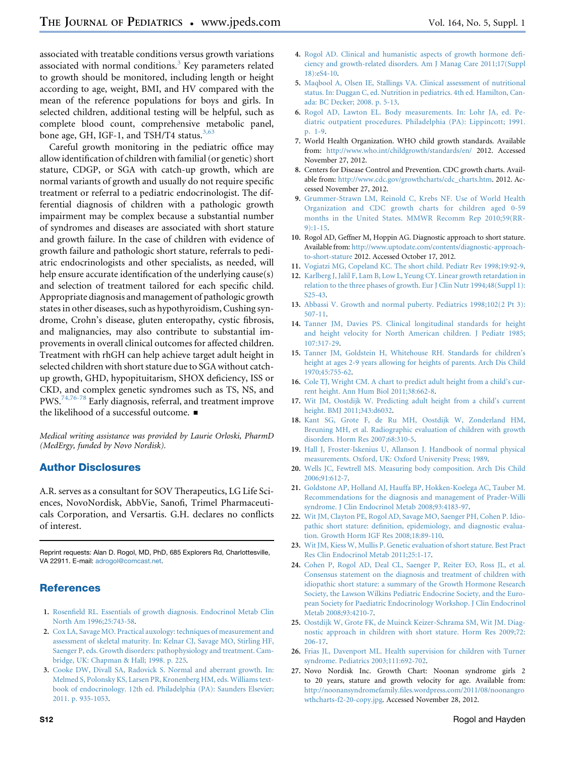associated with treatable conditions versus growth variations associated with normal conditions.[3] Key parameters related to growth should be monitored, including length or height according to age, weight, BMI, and HV compared with the mean of the reference populations for boys and girls. In selected children, additional testing will be helpful, such as complete blood count, comprehensive metabolic panel, bone age, GH, IGF-1, and TSH/T4 status.[3,63]

Careful growth monitoring in the pediatric office may allow identification of children with familial (or genetic) short stature, CDGP, or SGA with catch-up growth, which are normal variants of growth and usually do not require specific treatment or referral to a pediatric endocrinologist. The differential diagnosis of children with a pathologic growth impairment may be complex because a substantial number of syndromes and diseases are associated with short stature and growth failure. In the case of children with evidence of growth failure and pathologic short stature, referrals to pediatric endocrinologists and other specialists, as needed, will help ensure accurate identification of the underlying cause(s) and selection of treatment tailored for each specific child. Appropriate diagnosis and management of pathologic growth states in other diseases, such as hypothyroidism, Cushing syndrome, Crohn's disease, gluten enteropathy, cystic fibrosis, and malignancies, may also contribute to substantial improvements in overall clinical outcomes for affected children. Treatment with rhGH can help achieve target adult height in selected children with short stature due to SGA without catch-up growth, GHD, hypopituitarism, SHOX deficiency, ISS or CKD, and complex genetic syndromes such as TS, NS, and PWS.[74,76-78] Early diagnosis, referral, and treatment improve the likelihood of a successful outcome. ■

*Medical writing assistance was provided by Laurie Orloski, PharmD (MedErgy, funded by Novo Nordisk).*

## Author Disclosures

A.R. serves as a consultant for SOV Therapeutics, LG Life Sciences, NovoNordisk, AbbVie, Sanofi, Trimel Pharmaceuticals Corporation, and Versartis. G.H. declares no conflicts of interest.

Reprint requests: Alan D. Rogol, MD, PhD, 685 Explorers Rd, Charlottesville, VA 22911. E-mail: adrogol@comcast.net.

## References

1. Rosenfield RL. Essentials of growth diagnosis. Endocrinol Metab Clin North Am 1996;25:743-58.
2. Cox LA, Savage MO. Practical auxology: techniques of measurement and assessment of skeletal maturity. In: Kelnar CJ, Savage MO, Stirling HF, Saenger P, eds. Growth disorders: pathophysiology and treatment. Cambridge, UK: Chapman & Hall; 1998. p. 225.
3. Cooke DW, Divall SA, Radovick S. Normal and aberrant growth. In: Melmed S, Polonsky KS, Larsen PR, Kronenberg HM, eds. Williams textbook of endocrinology. 12th ed. Philadelphia (PA): Saunders Elsevier; 2011. p. 935-1053.
4. Rogol AD. Clinical and humanistic aspects of growth hormone deficiency and growth-related disorders. Am J Manag Care 2011;17(Suppl 18):eS4-10.
5. Maqbool A, Olsen IE, Stallings VA. Clinical assessment of nutritional status. In: Duggan C, ed. Nutrition in pediatrics. 4th ed. Hamilton, Canada: BC Decker; 2008. p. 5-13.
6. Rogol AD, Lawton EL. Body measurements. In: Lohr JA, ed. Pediatric outpatient procedures. Philadelphia (PA): Lippincott; 1991. p. 1-9.
7. World Health Organization. WHO child growth standards. Available from: http://www.who.int/childgrowth/standards/en/ 2012. Accessed November 27, 2012.
8. Centers for Disease Control and Prevention. CDC growth charts. Available from: http://www.cdc.gov/growthcharts/cdc_charts.htm. 2012. Accessed November 27, 2012.
9. Grummer-Strawn LM, Reinold C, Krebs NF. Use of World Health Organization and CDC growth charts for children aged 0-59 months in the United States. MMWR Recomm Rep 2010;59(RR-9):1-15.
10. Rogol AD, Geffner M, Hoppin AG. Diagnostic approach to short stature. Available from: http://www.uptodate.com/contents/diagnostic-approach-to-short-stature 2012. Accessed October 17, 2012.
11. Vogiatzi MG, Copeland KC. The short child. Pediatr Rev 1998;19:92-9.
12. Karlberg J, Jalil F, Lam B, Low L, Yeung CY. Linear growth retardation in relation to the three phases of growth. Eur J Clin Nutr 1994;48(Suppl 1):S25-43.
13. Abbassi V. Growth and normal puberty. Pediatrics 1998;102(2 Pt 3):507-11.
14. Tanner JM, Davies PS. Clinical longitudinal standards for height and height velocity for North American children. J Pediatr 1985;107:317-29.
15. Tanner JM, Goldstein H, Whitehouse RH. Standards for children's height at ages 2-9 years allowing for heights of parents. Arch Dis Child 1970;45:755-62.
16. Cole TJ, Wright CM. A chart to predict adult height from a child's current height. Ann Hum Biol 2011;38:662-8.
17. Wit JM, Oostdijk W. Predicting adult height from a child's current height. BMJ 2011;343:d6032.
18. Kant SG, Grote F, de Ru MH, Oostdijk W, Zonderland HM, Breuning MH, et al. Radiographic evaluation of children with growth disorders. Horm Res 2007;68:310-5.
19. Hall J, Froster-Iskenius U, Allanson J. Handbook of normal physical measurements. Oxford, UK: Oxford University Press; 1989.
20. Wells JC, Fewtrell MS. Measuring body composition. Arch Dis Child 2006;91:612-7.
21. Goldstone AP, Holland AJ, Hauffa BP, Hokken-Koelega AC, Tauber M. Recommendations for the diagnosis and management of Prader-Willi syndrome. J Clin Endocrinol Metab 2008;93:4183-97.
22. Wit JM, Clayton PE, Rogol AD, Savage MO, Saenger PH, Cohen P. Idiopathic short stature: definition, epidemiology, and diagnostic evaluation. Growth Horm IGF Res 2008;18:89-110.
23. Wit JM, Kiess W, Mullis P. Genetic evaluation of short stature. Best Pract Res Clin Endocrinol Metab 2011;25:1-17.
24. Cohen P, Rogol AD, Deal CL, Saenger P, Reiter EO, Ross JL, et al. Consensus statement on the diagnosis and treatment of children with idiopathic short stature: a summary of the Growth Hormone Research Society, the Lawson Wilkins Pediatric Endocrine Society, and the European Society for Paediatric Endocrinology Workshop. J Clin Endocrinol Metab 2008;93:4210-7.
25. Oostdijk W, Grote FK, de Muinck Keizer-Schrama SM, Wit JM. Diagnostic approach in children with short stature. Horm Res 2009;72:206-17.
26. Frias JL, Davenport ML. Health supervision for children with Turner syndrome. Pediatrics 2003;111:692-702.
27. Novo Nordisk Inc. Growth Chart: Noonan syndrome girls 2 to 20 years, stature and growth velocity for age. Available from: http://noonansyndromefamily.files.wordpress.com/2011/08/noonangrowthcharts-f2-20-copy.jpg. Accessed November 28, 2012.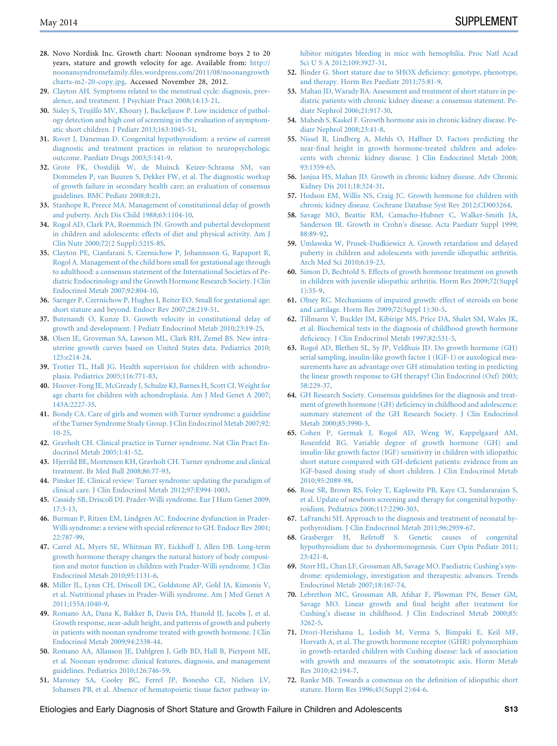28. Novo Nordisk Inc. Growth chart: Noonan syndrome boys 2 to 20 years, stature and growth velocity for age. Available from: http://noonansyndromefamily.files.wordpress.com/2011/08/noonangrowthcharts-m2-20-copy.jpg. Accessed November 28, 2012.
29. Clayton AH. Symptoms related to the menstrual cycle: diagnosis, prevalence, and treatment. J Psychiatr Pract 2008;14:13-21.
30. Sisley S, Trujillo MV, Khoury J, Backeljauw P. Low incidence of pathology detection and high cost of screening in the evaluation of asymptomatic short children. J Pediatr 2013;163:1045-51.
31. Rovet J, Daneman D. Congenital hypothyroidism: a review of current diagnostic and treatment practices in relation to neuropsychologic outcome. Paediatr Drugs 2003;5:141-9.
32. Grote FK, Oostdijk W, de Muinck Keizer-Schrama SM, van Dommelen P, van Buuren S, Dekker FW, et al. The diagnostic workup of growth failure in secondary health care; an evaluation of consensus guidelines. BMC Pediatr 2008;8:21.
33. Stanhope R, Preece MA. Management of constitutional delay of growth and puberty. Arch Dis Child 1988;63:1104-10.
34. Rogol AD, Clark PA, Roemmich JN. Growth and pubertal development in children and adolescents: effects of diet and physical activity. Am J Clin Nutr 2000;72(2 Suppl):521S-8S.
35. Clayton PE, Cianfarani S, Czernichow P, Johannsson G, Rapaport R, Rogol A. Management of the child born small for gestational age through to adulthood: a consensus statement of the International Societies of Pediatric Endocrinology and the Growth Hormone Research Society. J Clin Endocrinol Metab 2007;92:804-10.
36. Saenger P, Czernichow P, Hughes I, Reiter EO. Small for gestational age: short stature and beyond. Endocr Rev 2007;28:219-51.
37. Butenandt O, Kunze D. Growth velocity in constitutional delay of growth and development. J Pediatr Endocrinol Metab 2010;23:19-25.
38. Olsen IE, Groveman SA, Lawson ML, Clark RH, Zemel BS. New intrauterine growth curves based on United States data. Pediatrics 2010;125:e214-24.
39. Trotter TL, Hall JG. Health supervision for children with achondroplasia. Pediatrics 2005;116:771-83.
40. Hoover-Fong JE, McGready J, Schulze KJ, Barnes H, Scott CI. Weight for age charts for children with achondroplasia. Am J Med Genet A 2007;143A:2227-35.
41. Bondy CA. Care of girls and women with Turner syndrome: a guideline of the Turner Syndrome Study Group. J Clin Endocrinol Metab 2007;92:10-25.
42. Gravholt CH. Clinical practice in Turner syndrome. Nat Clin Pract Endocrinol Metab 2005;1:41-52.
43. Hjerrild BE, Mortensen KH, Gravholt CH. Turner syndrome and clinical treatment. Br Med Bull 2008;86:77-93.
44. Pinsker JE. Clinical review: Turner syndrome: updating the paradigm of clinical care. J Clin Endocrinol Metab 2012;97:E994-1003.
45. Cassidy SB, Driscoll DJ. Prader-Willi syndrome. Eur J Hum Genet 2009;17:3-13.
46. Burman P, Ritzen EM, Lindgren AC. Endocrine dysfunction in Prader-Willi syndrome: a review with special reference to GH. Endocr Rev 2001;22:787-99.
47. Carrel AL, Myers SE, Whitman BY, Eickhoff J, Allen DB. Long-term growth hormone therapy changes the natural history of body composition and motor function in children with Prader-Willi syndrome. J Clin Endocrinol Metab 2010;95:1131-6.
48. Miller JL, Lynn CH, Driscoll DC, Goldstone AP, Gold JA, Kimonis V, et al. Nutritional phases in Prader-Willi syndrome. Am J Med Genet A 2011;155A:1040-9.
49. Romano AA, Dana K, Bakker B, Davis DA, Hunold JJ, Jacobs J, et al. Growth response, near-adult height, and patterns of growth and puberty in patients with noonan syndrome treated with growth hormone. J Clin Endocrinol Metab 2009;94:2338-44.
50. Romano AA, Allanson JE, Dahlgren J, Gelb BD, Hall B, Pierpont ME, et al. Noonan syndrome: clinical features, diagnosis, and management guidelines. Pediatrics 2010;126:746-59.
51. Maroney SA, Cooley BC, Ferrel JP, Bonesho CE, Nielsen LV, Johansen PB, et al. Absence of hematopoietic tissue factor pathway inhibitor mitigates bleeding in mice with hemophilia. Proc Natl Acad Sci U S A 2012;109:3927-31.
52. Binder G. Short stature due to SHOX deficiency: genotype, phenotype, and therapy. Horm Res Paediatr 2011;75:81-9.
53. Mahan JD, Warady BA. Assessment and treatment of short stature in pediatric patients with chronic kidney disease: a consensus statement. Pediatr Nephrol 2006;21:917-30.
54. Mahesh S, Kaskel F. Growth hormone axis in chronic kidney disease. Pediatr Nephrol 2008;23:41-8.
55. Nissel R, Lindberg A, Mehls O, Haffner D. Factors predicting the near-final height in growth hormone-treated children and adolescents with chronic kidney disease. J Clin Endocrinol Metab 2008;93:1359-65.
56. Janjua HS, Mahan JD. Growth in chronic kidney disease. Adv Chronic Kidney Dis 2011;18:324-31.
57. Hodson EM, Willis NS, Craig JC. Growth hormone for children with chronic kidney disease. Cochrane Database Syst Rev 2012;CD003264.
58. Savage MO, Beattie RM, Camacho-Hubner C, Walker-Smith JA, Sanderson IR. Growth in Crohn's disease. Acta Paediatr Suppl 1999;88:89-92.
59. Umlawska W, Prusek-Dudkiewicz A. Growth retardation and delayed puberty in children and adolescents with juvenile idiopathic arthritis. Arch Med Sci 2010;6:19-23.
60. Simon D, Bechtold S. Effects of growth hormone treatment on growth in children with juvenile idiopathic arthritis. Horm Res 2009;72(Suppl 1):55-9.
61. Olney RC. Mechanisms of impaired growth: effect of steroids on bone and cartilage. Horm Res 2009;72(Suppl 1):30-5.
62. Tillmann V, Buckler JM, Kibirige MS, Price DA, Shalet SM, Wales JK, et al. Biochemical tests in the diagnosis of childhood growth hormone deficiency. J Clin Endocrinol Metab 1997;82:531-5.
63. Rogol AD, Blethen SL, Sy JP, Veldhuis JD. Do growth hormone (GH) serial sampling, insulin-like growth factor 1 (IGF-1) or auxological measurements have an advantage over GH stimulation testing in predicting the linear growth response to GH therapy? Clin Endocrinol (Oxf) 2003;58:229-37.
64. GH Research Society. Consensus guidelines for the diagnosis and treatment of growth hormone (GH) deficiency in childhood and adolescence: summary statement of the GH Research Society. J Clin Endocrinol Metab 2000;85:3990-3.
65. Cohen P, Germak J, Rogol AD, Weng W, Kappelgaard AM, Rosenfeld RG. Variable degree of growth hormone (GH) and insulin-like growth factor (IGF) sensitivity in children with idiopathic short stature compared with GH-deficient patients: evidence from an IGF-based dosing study of short children. J Clin Endocrinol Metab 2010;95:2089-98.
66. Rose SR, Brown RS, Foley T, Kaplowitz PB, Kaye CI, Sundararajan S, et al. Update of newborn screening and therapy for congenital hypothyroidism. Pediatrics 2006;117:2290-303.
67. LaFranchi SH. Approach to the diagnosis and treatment of neonatal hypothyroidism. J Clin Endocrinol Metab 2011;96:2959-67.
68. Grasberger H, Refetoff S. Genetic causes of congenital hypothyroidism due to dyshormonogenesis. Curr Opin Pediatr 2011;23:421-8.
69. Storr HL, Chan LF, Grossman AB, Savage MO. Paediatric Cushing's syndrome: epidemiology, investigation and therapeutic advances. Trends Endocrinol Metab 2007;18:167-74.
70. Lebrethon MC, Grossman AB, Afshar F, Plowman PN, Besser GM, Savage MO. Linear growth and final height after treatment for Cushing's disease in childhood. J Clin Endocrinol Metab 2000;85:3262-5.
71. Drori-Herishanu L, Lodish M, Verma S, Bimpaki E, Keil MF, Horvath A, et al. The growth hormone receptor (GHR) polymorphism in growth-retarded children with Cushing disease: lack of association with growth and measures of the somatotropic axis. Horm Metab Res 2010;42:194-7.
72. Ranke MB. Towards a consensus on the definition of idiopathic short stature. Horm Res 1996;45(Suppl 2):64-6.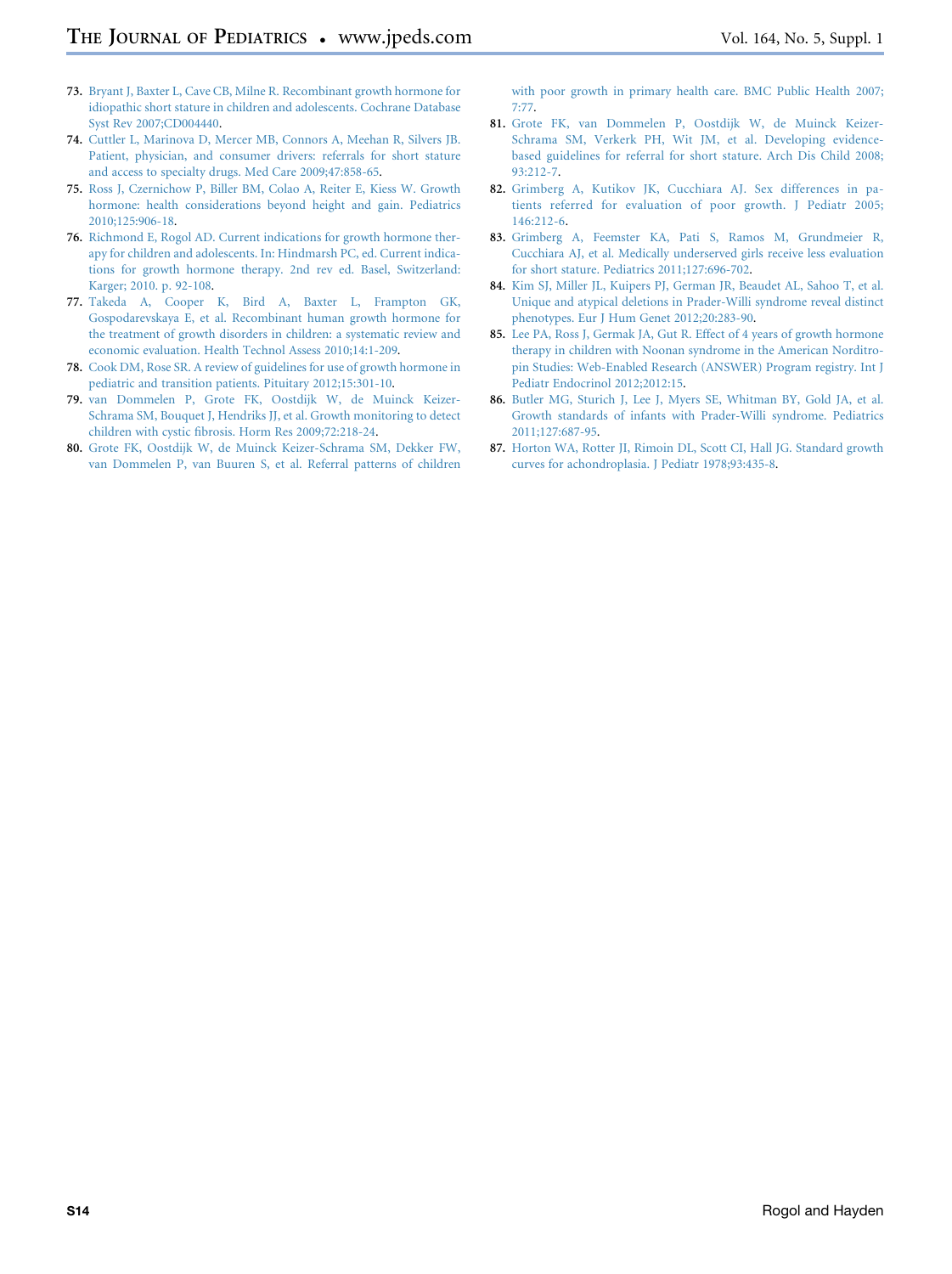73. Bryant J, Baxter L, Cave CB, Milne R. Recombinant growth hormone for idiopathic short stature in children and adolescents. Cochrane Database Syst Rev 2007;CD004440.
74. Cuttler L, Marinova D, Mercer MB, Connors A, Meehan R, Silvers JB. Patient, physician, and consumer drivers: referrals for short stature and access to specialty drugs. Med Care 2009;47:858-65.
75. Ross J, Czernichow P, Biller BM, Colao A, Reiter E, Kiess W. Growth hormone: health considerations beyond height and gain. Pediatrics 2010;125:906-18.
76. Richmond E, Rogol AD. Current indications for growth hormone therapy for children and adolescents. In: Hindmarsh PC, ed. Current indications for growth hormone therapy. 2nd rev ed. Basel, Switzerland: Karger; 2010. p. 92-108.
77. Takeda A, Cooper K, Bird A, Baxter L, Frampton GK, Gospodarevskaya E, et al. Recombinant human growth hormone for the treatment of growth disorders in children: a systematic review and economic evaluation. Health Technol Assess 2010;14:1-209.
78. Cook DM, Rose SR. A review of guidelines for use of growth hormone in pediatric and transition patients. Pituitary 2012;15:301-10.
79. van Dommelen P, Grote FK, Oostdijk W, de Muinck Keizer-Schrama SM, Bouquet J, Hendriks JJ, et al. Growth monitoring to detect children with cystic fibrosis. Horm Res 2009;72:218-24.
80. Grote FK, Oostdijk W, de Muinck Keizer-Schrama SM, Dekker FW, van Dommelen P, van Buuren S, et al. Referral patterns of children with poor growth in primary health care. BMC Public Health 2007;7:77.
81. Grote FK, van Dommelen P, Oostdijk W, de Muinck Keizer-Schrama SM, Verkerk PH, Wit JM, et al. Developing evidence-based guidelines for referral for short stature. Arch Dis Child 2008;93:212-7.
82. Grimberg A, Kutikov JK, Cucchiara AJ. Sex differences in patients referred for evaluation of poor growth. J Pediatr 2005;146:212-6.
83. Grimberg A, Feemster KA, Pati S, Ramos M, Grundmeier R, Cucchiara AJ, et al. Medically underserved girls receive less evaluation for short stature. Pediatrics 2011;127:696-702.
84. Kim SJ, Miller JL, Kuipers PJ, German JR, Beaudet AL, Sahoo T, et al. Unique and atypical deletions in Prader-Willi syndrome reveal distinct phenotypes. Eur J Hum Genet 2012;20:283-90.
85. Lee PA, Ross J, Germak JA, Gut R. Effect of 4 years of growth hormone therapy in children with Noonan syndrome in the American Norditropin Studies: Web-Enabled Research (ANSWER) Program registry. Int J Pediatr Endocrinol 2012;2012:15.
86. Butler MG, Sturich J, Lee J, Myers SE, Whitman BY, Gold JA, et al. Growth standards of infants with Prader-Willi syndrome. Pediatrics 2011;127:687-95.
87. Horton WA, Rotter JI, Rimoin DL, Scott CI, Hall JG. Standard growth curves for achondroplasia. J Pediatr 1978;93:435-8.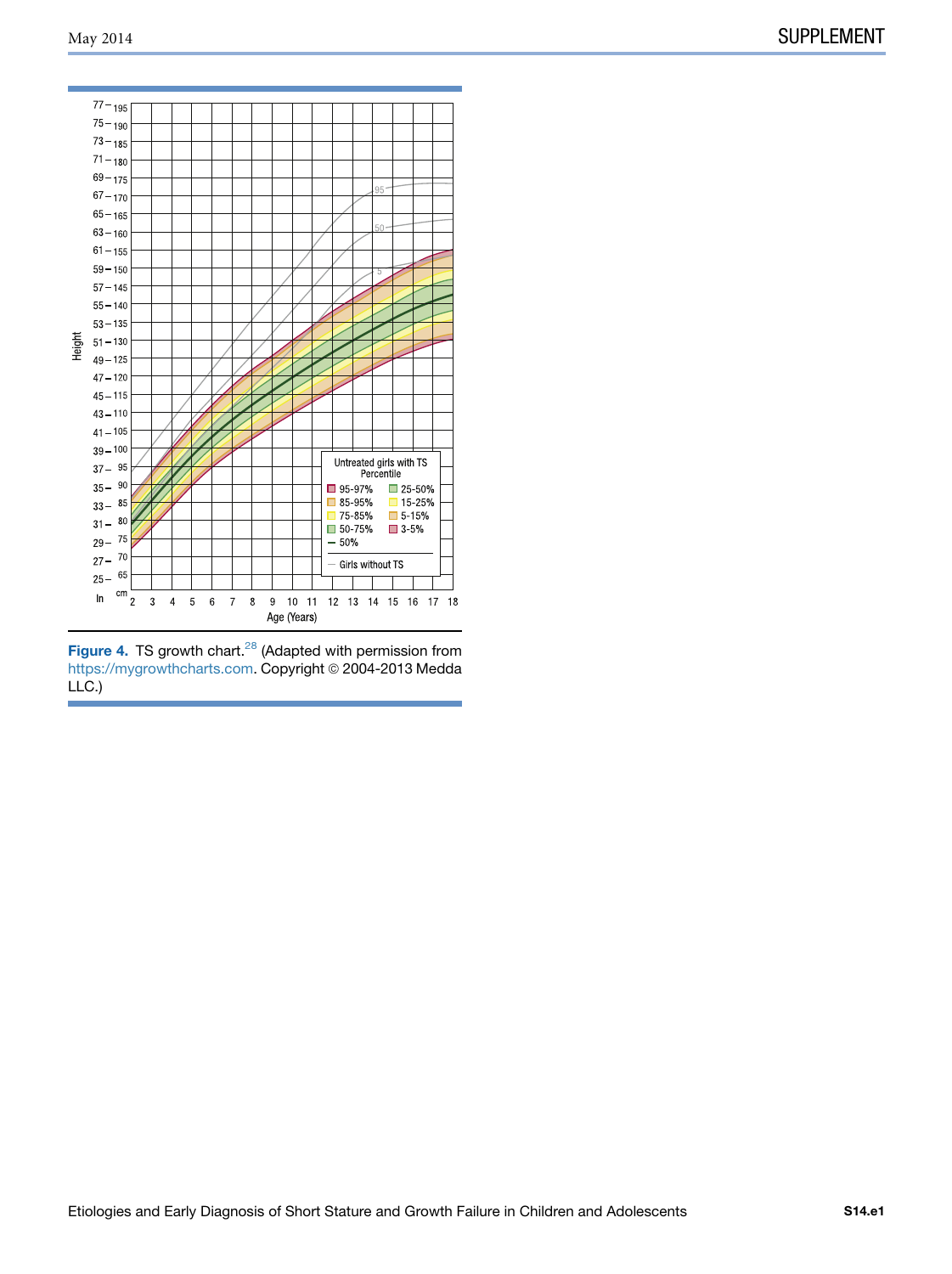Figure 4. TS growth chart.[28] (Adapted with permission from https://mygrowthcharts.com. Copyright © 2004-2013 Medda LLC.)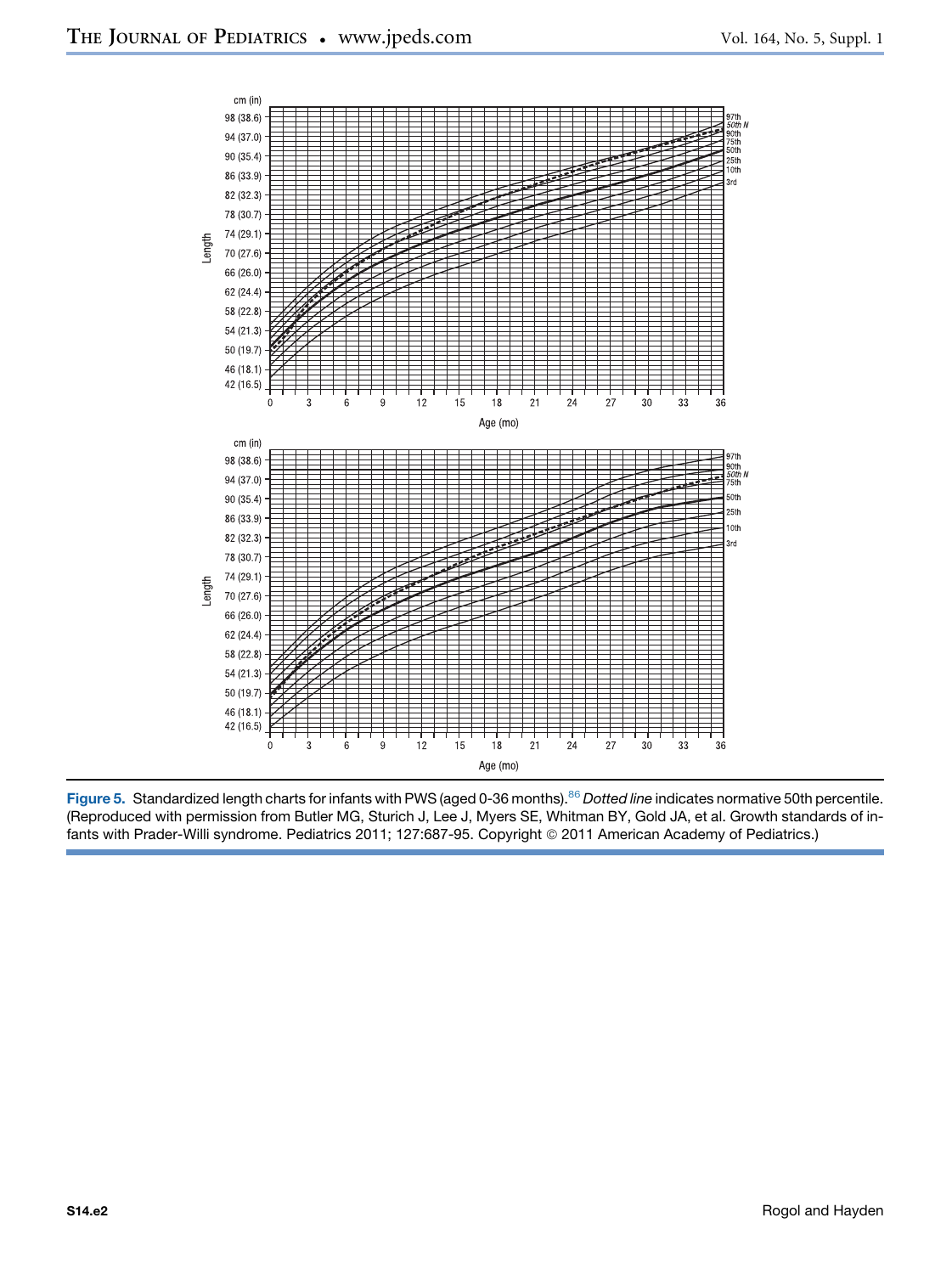**Figure 5.** Standardized length charts for infants with PWS (aged 0-36 months).[86] *Dotted line* indicates normative 50th percentile. (Reproduced with permission from Butler MG, Sturich J, Lee J, Myers SE, Whitman BY, Gold JA, et al. Growth standards of infants with Prader-Willi syndrome. Pediatrics 2011; 127:687-95. Copyright © 2011 American Academy of Pediatrics.)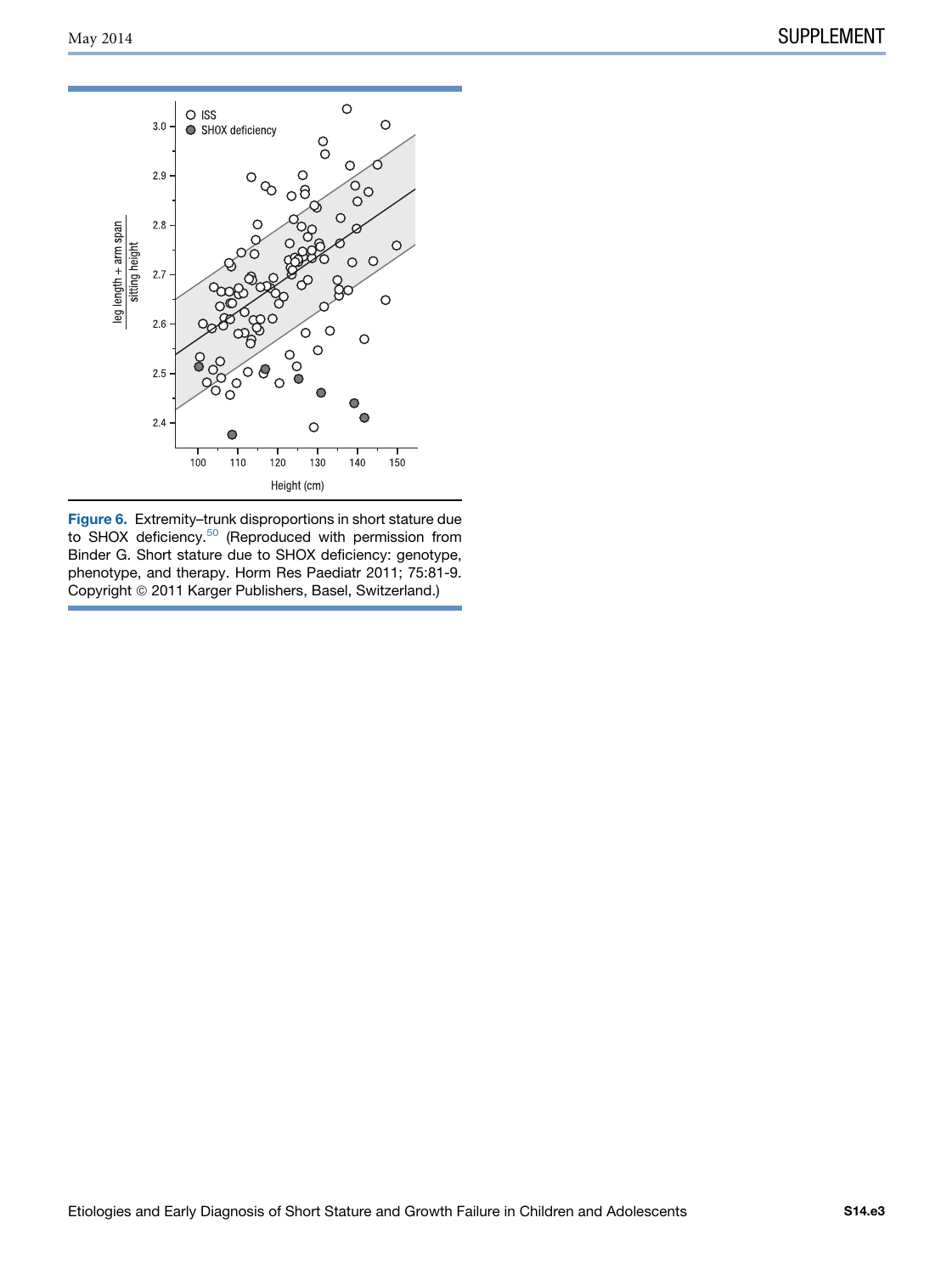**Figure 6.** Extremity–trunk disproportions in short stature due to SHOX deficiency.[50] (Reproduced with permission from Binder G. Short stature due to SHOX deficiency: genotype, phenotype, and therapy. Horm Res Paediatr 2011; 75:81-9. Copyright © 2011 Karger Publishers, Basel, Switzerland.)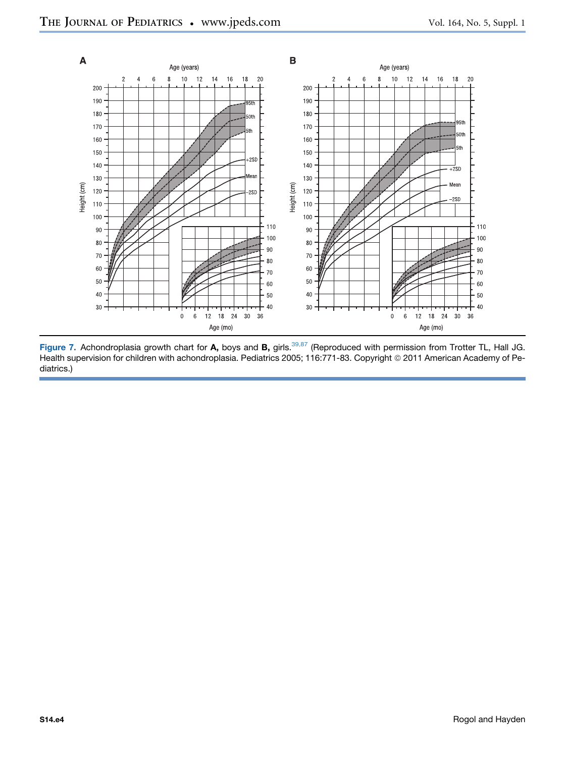Figure 7. Achondroplasia growth chart for **A,** boys and **B,** girls.[39,87] (Reproduced with permission from Trotter TL, Hall JG. Health supervision for children with achondroplasia. Pediatrics 2005; 116:771-83. Copyright © 2011 American Academy of Pediatrics.)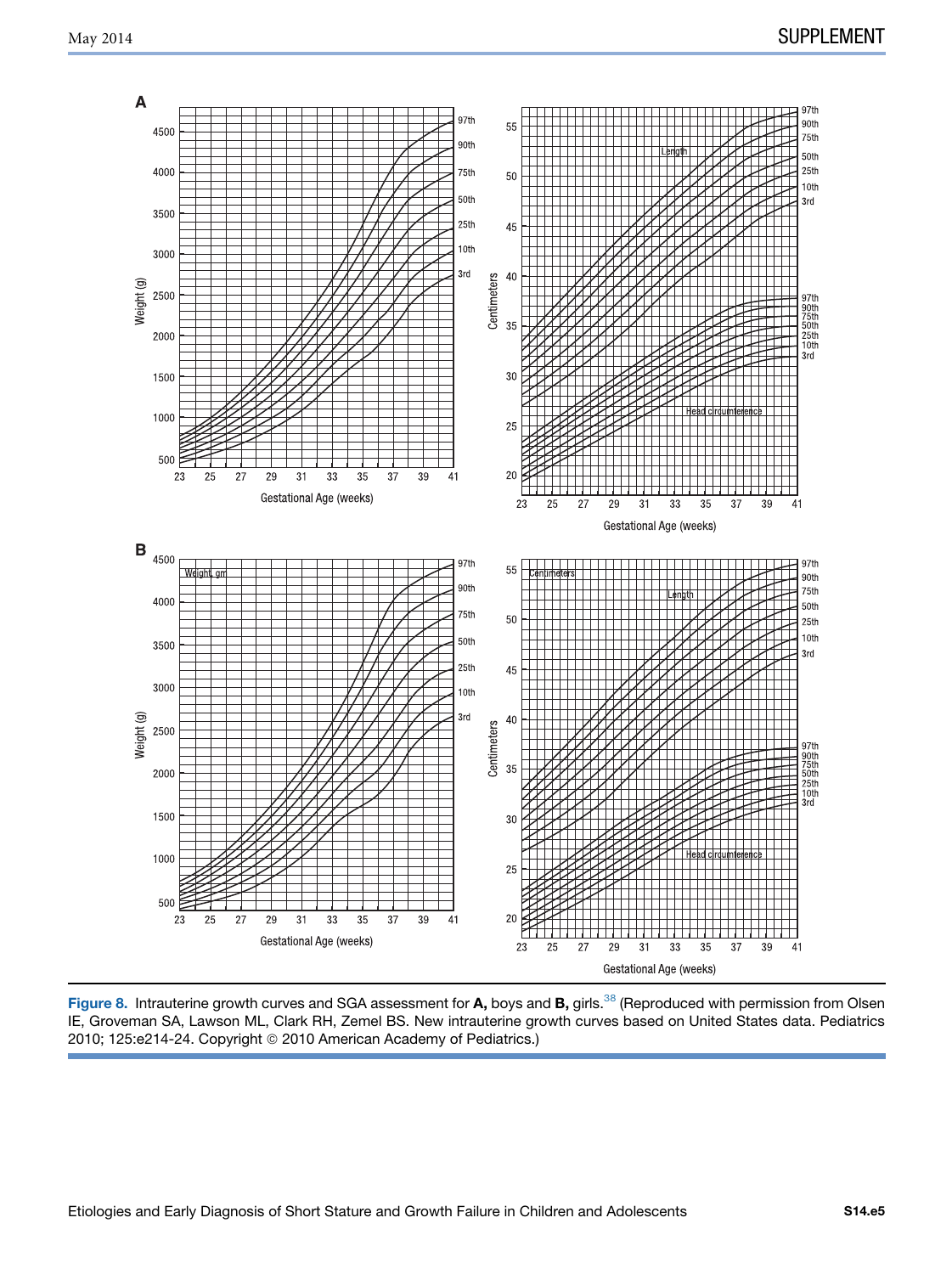**Figure 8.** Intrauterine growth curves and SGA assessment for **A,** boys and **B,** girls.[38] (Reproduced with permission from Olsen IE, Groveman SA, Lawson ML, Clark RH, Zemel BS. New intrauterine growth curves based on United States data. Pediatrics 2010; 125:e214-24. Copyright © 2010 American Academy of Pediatrics.)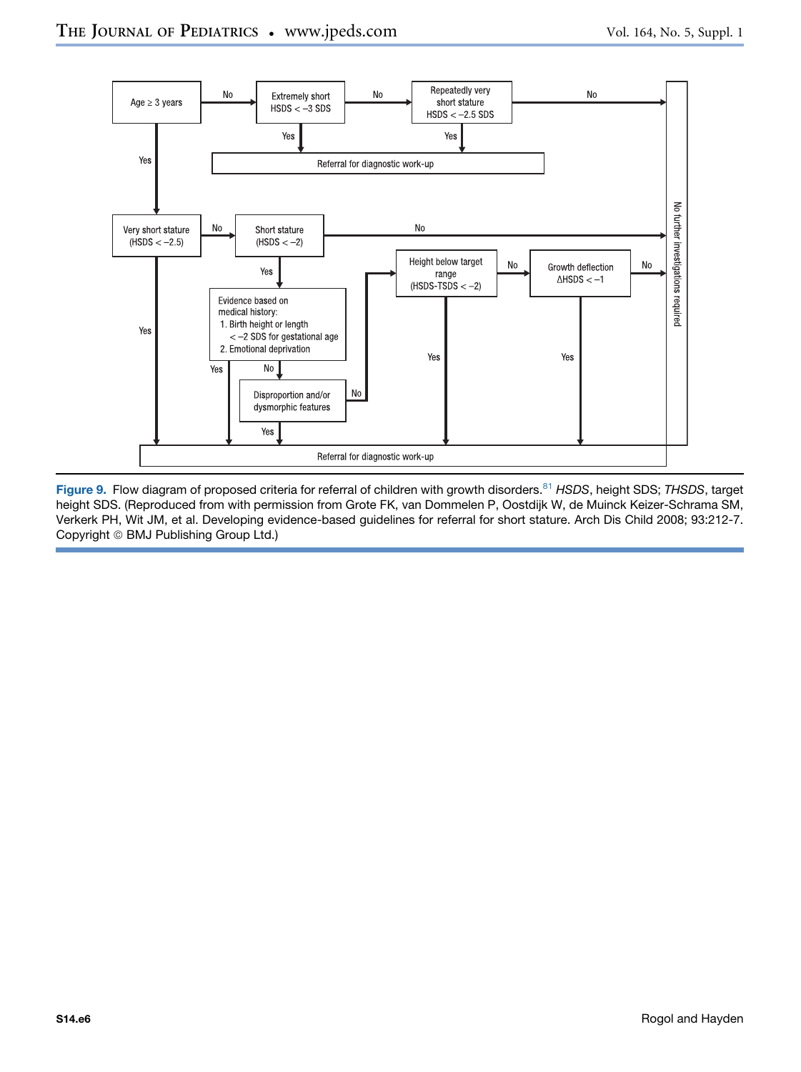Age ≥ 3 years

No

Extremely short HSDS < −3 SDS

No

Repeatedly very short stature HSDS < −2.5 SDS

No

Yes

Yes

Referral for diagnostic work-up

Yes

Very short stature (HSDS < −2.5)

No

Short stature (HSDS < −2)

No

Yes

Height below target range (HSDS-TSDS < −2)

No

Growth deflection ΔHSDS < −1

No

Evidence based on medical history:
1. Birth height or length < −2 SDS for gestational age
2. Emotional deprivation

Yes

Yes

No

Disproportion and/or dysmorphic features

No

Yes

Yes

Yes

Referral for diagnostic work-up

No further investigations required

**Figure 9.** Flow diagram of proposed criteria for referral of children with growth disorders.[81] *HSDS*, height SDS; *THSDS*, target height SDS. (Reproduced from with permission from Grote FK, van Dommelen P, Oostdijk W, de Muinck Keizer-Schrama SM, Verkerk PH, Wit JM, et al. Developing evidence-based guidelines for referral for short stature. Arch Dis Child 2008; 93:212-7. Copyright © BMJ Publishing Group Ltd.)